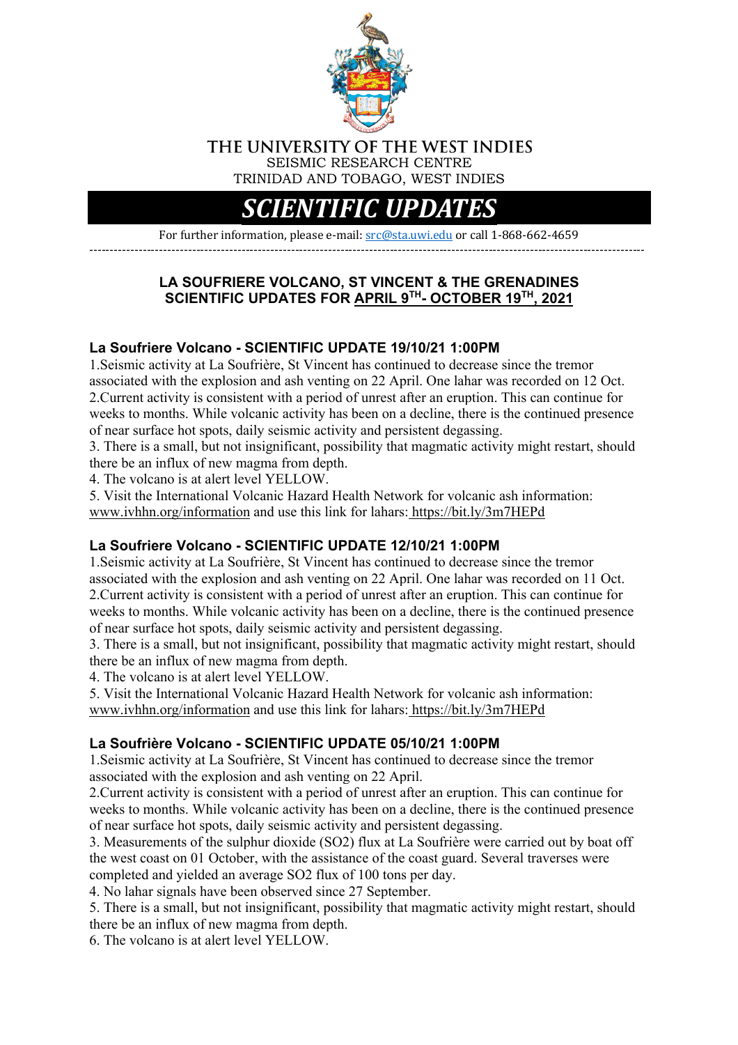THE UNIVERSITY OF THE WEST INDIES
SEISMIC RESEARCH CENTRE
TRINIDAD AND TOBAGO, WEST INDIES

# *SCIENTIFIC UPDATES*

For further information, please e-mail: src@sta.uwi.edu or call 1-868-662-4659

---

## LA SOUFRIERE VOLCANO, ST VINCENT & THE GRENADINES SCIENTIFIC UPDATES FOR APRIL 9TH- OCTOBER 19TH, 2021

### La Soufriere Volcano - SCIENTIFIC UPDATE 19/10/21 1:00PM

1.Seismic activity at La Soufrière, St Vincent has continued to decrease since the tremor associated with the explosion and ash venting on 22 April. One lahar was recorded on 12 Oct.
2.Current activity is consistent with a period of unrest after an eruption. This can continue for weeks to months. While volcanic activity has been on a decline, there is the continued presence of near surface hot spots, daily seismic activity and persistent degassing.
3. There is a small, but not insignificant, possibility that magmatic activity might restart, should there be an influx of new magma from depth.
4. The volcano is at alert level YELLOW.
5. Visit the International Volcanic Hazard Health Network for volcanic ash information: www.ivhhn.org/information and use this link for lahars: https://bit.ly/3m7HEPd

### La Soufriere Volcano - SCIENTIFIC UPDATE 12/10/21 1:00PM

1.Seismic activity at La Soufrière, St Vincent has continued to decrease since the tremor associated with the explosion and ash venting on 22 April. One lahar was recorded on 11 Oct.
2.Current activity is consistent with a period of unrest after an eruption. This can continue for weeks to months. While volcanic activity has been on a decline, there is the continued presence of near surface hot spots, daily seismic activity and persistent degassing.
3. There is a small, but not insignificant, possibility that magmatic activity might restart, should there be an influx of new magma from depth.
4. The volcano is at alert level YELLOW.
5. Visit the International Volcanic Hazard Health Network for volcanic ash information: www.ivhhn.org/information and use this link for lahars: https://bit.ly/3m7HEPd

### La Soufrière Volcano - SCIENTIFIC UPDATE 05/10/21 1:00PM

1.Seismic activity at La Soufrière, St Vincent has continued to decrease since the tremor associated with the explosion and ash venting on 22 April.
2.Current activity is consistent with a period of unrest after an eruption. This can continue for weeks to months. While volcanic activity has been on a decline, there is the continued presence of near surface hot spots, daily seismic activity and persistent degassing.
3. Measurements of the sulphur dioxide ($SO_2$) flux at La Soufrière were carried out by boat off the west coast on 01 October, with the assistance of the coast guard. Several traverses were completed and yielded an average $SO_2$ flux of 100 tons per day.
4. No lahar signals have been observed since 27 September.
5. There is a small, but not insignificant, possibility that magmatic activity might restart, should there be an influx of new magma from depth.
6. The volcano is at alert level YELLOW.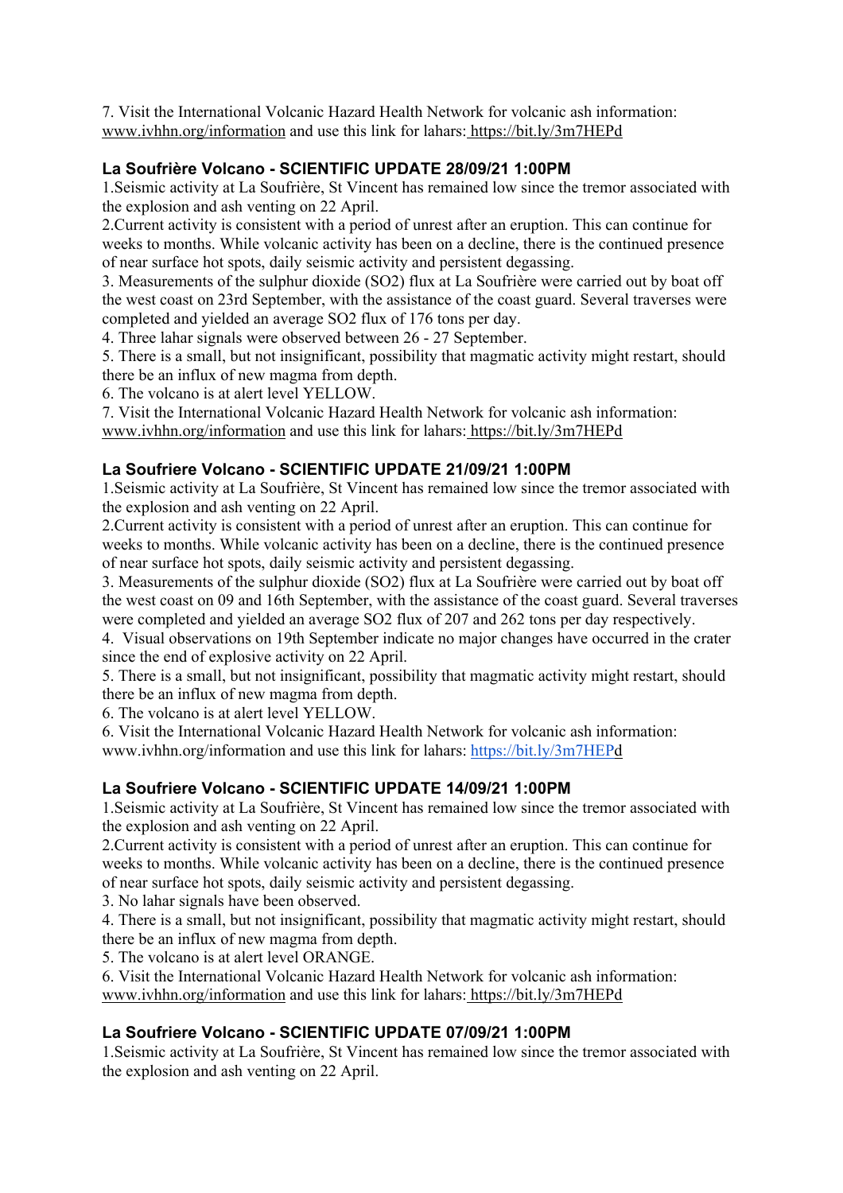7. Visit the International Volcanic Hazard Health Network for volcanic ash information: www.ivhhn.org/information and use this link for lahars: https://bit.ly/3m7HEPd

### La Soufrière Volcano - SCIENTIFIC UPDATE 28/09/21 1:00PM

1.Seismic activity at La Soufrière, St Vincent has remained low since the tremor associated with the explosion and ash venting on 22 April.

2.Current activity is consistent with a period of unrest after an eruption. This can continue for weeks to months. While volcanic activity has been on a decline, there is the continued presence of near surface hot spots, daily seismic activity and persistent degassing.

3. Measurements of the sulphur dioxide ($SO_2$) flux at La Soufrière were carried out by boat off the west coast on 23rd September, with the assistance of the coast guard. Several traverses were completed and yielded an average $SO_2$ flux of 176 tons per day.

4. Three lahar signals were observed between 26 - 27 September.

5. There is a small, but not insignificant, possibility that magmatic activity might restart, should there be an influx of new magma from depth.

6. The volcano is at alert level YELLOW.

7. Visit the International Volcanic Hazard Health Network for volcanic ash information: www.ivhhn.org/information and use this link for lahars: https://bit.ly/3m7HEPd

### La Soufriere Volcano - SCIENTIFIC UPDATE 21/09/21 1:00PM

1.Seismic activity at La Soufrière, St Vincent has remained low since the tremor associated with the explosion and ash venting on 22 April.

2.Current activity is consistent with a period of unrest after an eruption. This can continue for weeks to months. While volcanic activity has been on a decline, there is the continued presence of near surface hot spots, daily seismic activity and persistent degassing.

3. Measurements of the sulphur dioxide ($SO_2$) flux at La Soufrière were carried out by boat off the west coast on 09 and 16th September, with the assistance of the coast guard. Several traverses were completed and yielded an average $SO_2$ flux of 207 and 262 tons per day respectively.

4. Visual observations on 19th September indicate no major changes have occurred in the crater since the end of explosive activity on 22 April.

5. There is a small, but not insignificant, possibility that magmatic activity might restart, should there be an influx of new magma from depth.

6. The volcano is at alert level YELLOW.

6. Visit the International Volcanic Hazard Health Network for volcanic ash information: www.ivhhn.org/information and use this link for lahars: https://bit.ly/3m7HEPd

### La Soufriere Volcano - SCIENTIFIC UPDATE 14/09/21 1:00PM

1.Seismic activity at La Soufrière, St Vincent has remained low since the tremor associated with the explosion and ash venting on 22 April.

2.Current activity is consistent with a period of unrest after an eruption. This can continue for weeks to months. While volcanic activity has been on a decline, there is the continued presence of near surface hot spots, daily seismic activity and persistent degassing.

3. No lahar signals have been observed.

4. There is a small, but not insignificant, possibility that magmatic activity might restart, should there be an influx of new magma from depth.

5. The volcano is at alert level ORANGE.

6. Visit the International Volcanic Hazard Health Network for volcanic ash information: www.ivhhn.org/information and use this link for lahars: https://bit.ly/3m7HEPd

### La Soufriere Volcano - SCIENTIFIC UPDATE 07/09/21 1:00PM

1.Seismic activity at La Soufrière, St Vincent has remained low since the tremor associated with the explosion and ash venting on 22 April.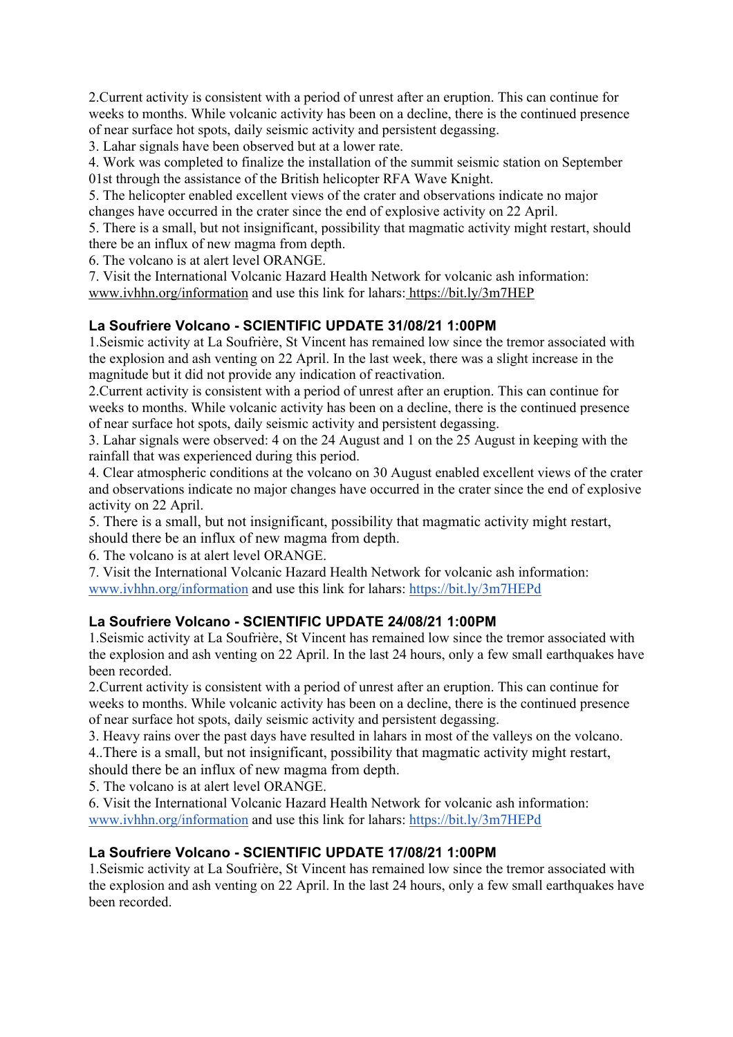2.Current activity is consistent with a period of unrest after an eruption. This can continue for weeks to months. While volcanic activity has been on a decline, there is the continued presence of near surface hot spots, daily seismic activity and persistent degassing.
3. Lahar signals have been observed but at a lower rate.
4. Work was completed to finalize the installation of the summit seismic station on September 01st through the assistance of the British helicopter RFA Wave Knight.
5. The helicopter enabled excellent views of the crater and observations indicate no major changes have occurred in the crater since the end of explosive activity on 22 April.
5. There is a small, but not insignificant, possibility that magmatic activity might restart, should there be an influx of new magma from depth.
6. The volcano is at alert level ORANGE.
7. Visit the International Volcanic Hazard Health Network for volcanic ash information: www.ivhhn.org/information and use this link for lahars: https://bit.ly/3m7HEP

### La Soufriere Volcano - SCIENTIFIC UPDATE 31/08/21 1:00PM

1.Seismic activity at La Soufrière, St Vincent has remained low since the tremor associated with the explosion and ash venting on 22 April. In the last week, there was a slight increase in the magnitude but it did not provide any indication of reactivation.
2.Current activity is consistent with a period of unrest after an eruption. This can continue for weeks to months. While volcanic activity has been on a decline, there is the continued presence of near surface hot spots, daily seismic activity and persistent degassing.
3. Lahar signals were observed: 4 on the 24 August and 1 on the 25 August in keeping with the rainfall that was experienced during this period.
4. Clear atmospheric conditions at the volcano on 30 August enabled excellent views of the crater and observations indicate no major changes have occurred in the crater since the end of explosive activity on 22 April.
5. There is a small, but not insignificant, possibility that magmatic activity might restart, should there be an influx of new magma from depth.
6. The volcano is at alert level ORANGE.
7. Visit the International Volcanic Hazard Health Network for volcanic ash information: www.ivhhn.org/information and use this link for lahars: https://bit.ly/3m7HEPd

### La Soufriere Volcano - SCIENTIFIC UPDATE 24/08/21 1:00PM

1.Seismic activity at La Soufrière, St Vincent has remained low since the tremor associated with the explosion and ash venting on 22 April. In the last 24 hours, only a few small earthquakes have been recorded.
2.Current activity is consistent with a period of unrest after an eruption. This can continue for weeks to months. While volcanic activity has been on a decline, there is the continued presence of near surface hot spots, daily seismic activity and persistent degassing.
3. Heavy rains over the past days have resulted in lahars in most of the valleys on the volcano.
4..There is a small, but not insignificant, possibility that magmatic activity might restart, should there be an influx of new magma from depth.
5. The volcano is at alert level ORANGE.
6. Visit the International Volcanic Hazard Health Network for volcanic ash information: www.ivhhn.org/information and use this link for lahars: https://bit.ly/3m7HEPd

### La Soufriere Volcano - SCIENTIFIC UPDATE 17/08/21 1:00PM

1.Seismic activity at La Soufrière, St Vincent has remained low since the tremor associated with the explosion and ash venting on 22 April. In the last 24 hours, only a few small earthquakes have been recorded.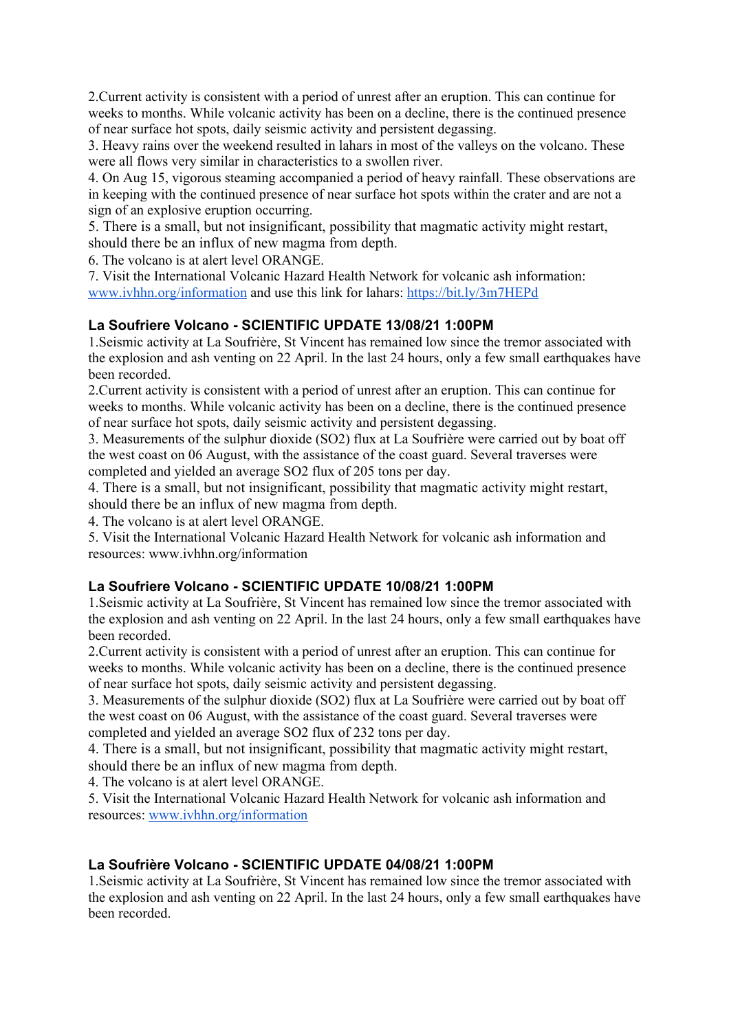2.Current activity is consistent with a period of unrest after an eruption. This can continue for weeks to months. While volcanic activity has been on a decline, there is the continued presence of near surface hot spots, daily seismic activity and persistent degassing.
3. Heavy rains over the weekend resulted in lahars in most of the valleys on the volcano. These were all flows very similar in characteristics to a swollen river.
4. On Aug 15, vigorous steaming accompanied a period of heavy rainfall. These observations are in keeping with the continued presence of near surface hot spots within the crater and are not a sign of an explosive eruption occurring.
5. There is a small, but not insignificant, possibility that magmatic activity might restart, should there be an influx of new magma from depth.
6. The volcano is at alert level ORANGE.
7. Visit the International Volcanic Hazard Health Network for volcanic ash information: [www.ivhhn.org/information](www.ivhhn.org/information) and use this link for lahars: [https://bit.ly/3m7HEPd](https://bit.ly/3m7HEPd)

### La Soufriere Volcano - SCIENTIFIC UPDATE 13/08/21 1:00PM

1.Seismic activity at La Soufrière, St Vincent has remained low since the tremor associated with the explosion and ash venting on 22 April. In the last 24 hours, only a few small earthquakes have been recorded.
2.Current activity is consistent with a period of unrest after an eruption. This can continue for weeks to months. While volcanic activity has been on a decline, there is the continued presence of near surface hot spots, daily seismic activity and persistent degassing.
3. Measurements of the sulphur dioxide ($SO_2$) flux at La Soufrière were carried out by boat off the west coast on 06 August, with the assistance of the coast guard. Several traverses were completed and yielded an average $SO_2$ flux of 205 tons per day.
4. There is a small, but not insignificant, possibility that magmatic activity might restart, should there be an influx of new magma from depth.
4. The volcano is at alert level ORANGE.
5. Visit the International Volcanic Hazard Health Network for volcanic ash information and resources: www.ivhhn.org/information

### La Soufriere Volcano - SCIENTIFIC UPDATE 10/08/21 1:00PM

1.Seismic activity at La Soufrière, St Vincent has remained low since the tremor associated with the explosion and ash venting on 22 April. In the last 24 hours, only a few small earthquakes have been recorded.
2.Current activity is consistent with a period of unrest after an eruption. This can continue for weeks to months. While volcanic activity has been on a decline, there is the continued presence of near surface hot spots, daily seismic activity and persistent degassing.
3. Measurements of the sulphur dioxide ($SO_2$) flux at La Soufrière were carried out by boat off the west coast on 06 August, with the assistance of the coast guard. Several traverses were completed and yielded an average $SO_2$ flux of 232 tons per day.
4. There is a small, but not insignificant, possibility that magmatic activity might restart, should there be an influx of new magma from depth.
4. The volcano is at alert level ORANGE.
5. Visit the International Volcanic Hazard Health Network for volcanic ash information and resources: [www.ivhhn.org/information](www.ivhhn.org/information)

### La Soufrière Volcano - SCIENTIFIC UPDATE 04/08/21 1:00PM

1.Seismic activity at La Soufrière, St Vincent has remained low since the tremor associated with the explosion and ash venting on 22 April. In the last 24 hours, only a few small earthquakes have been recorded.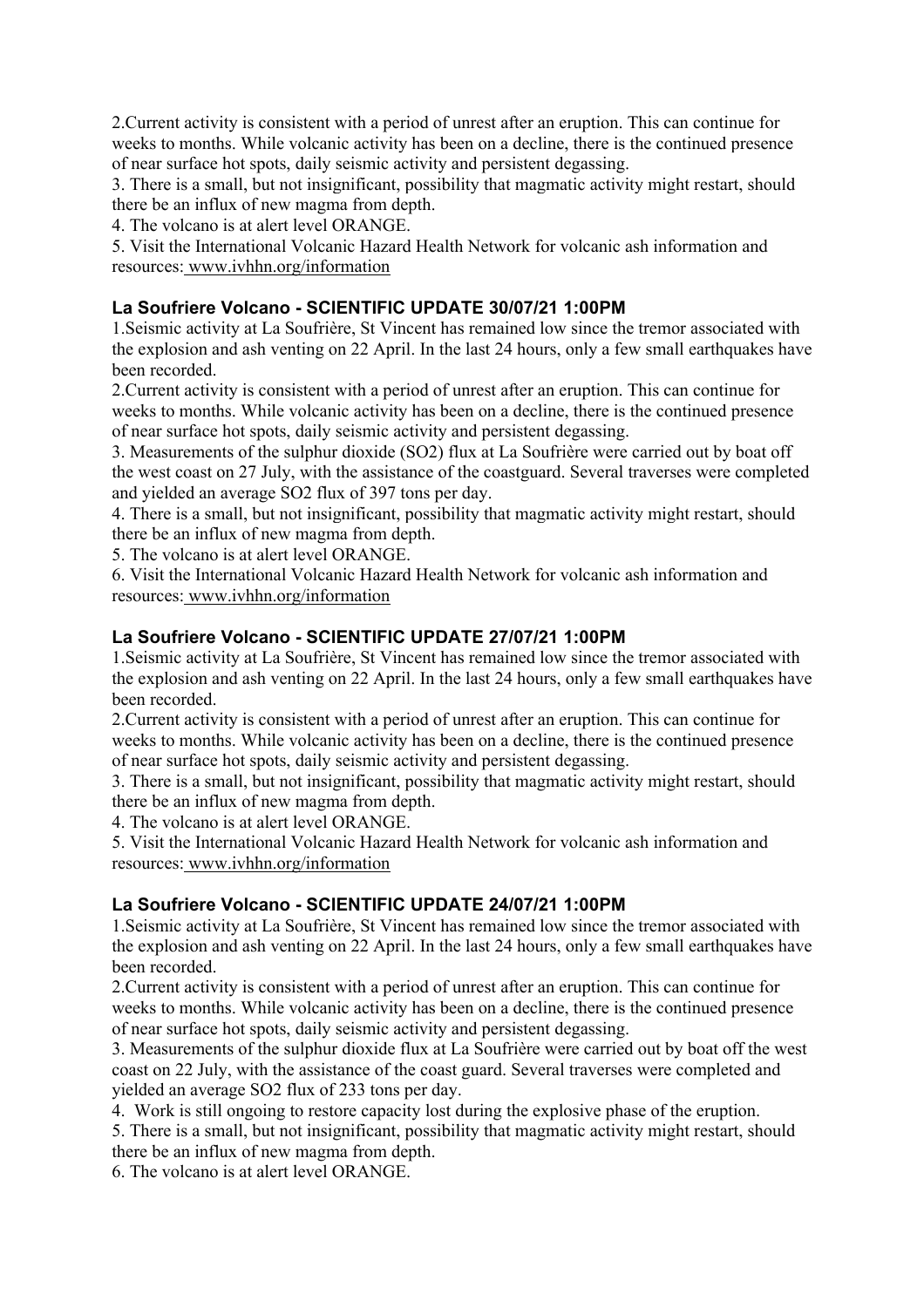2.Current activity is consistent with a period of unrest after an eruption. This can continue for weeks to months. While volcanic activity has been on a decline, there is the continued presence of near surface hot spots, daily seismic activity and persistent degassing.

3. There is a small, but not insignificant, possibility that magmatic activity might restart, should there be an influx of new magma from depth.

4. The volcano is at alert level ORANGE.

5. Visit the International Volcanic Hazard Health Network for volcanic ash information and resources: www.ivhhn.org/information

### La Soufriere Volcano - SCIENTIFIC UPDATE 30/07/21 1:00PM

1.Seismic activity at La Soufrière, St Vincent has remained low since the tremor associated with the explosion and ash venting on 22 April. In the last 24 hours, only a few small earthquakes have been recorded.

2.Current activity is consistent with a period of unrest after an eruption. This can continue for weeks to months. While volcanic activity has been on a decline, there is the continued presence of near surface hot spots, daily seismic activity and persistent degassing.

3. Measurements of the sulphur dioxide ($SO_2$) flux at La Soufrière were carried out by boat off the west coast on 27 July, with the assistance of the coastguard. Several traverses were completed and yielded an average $SO_2$ flux of 397 tons per day.

4. There is a small, but not insignificant, possibility that magmatic activity might restart, should there be an influx of new magma from depth.

5. The volcano is at alert level ORANGE.

6. Visit the International Volcanic Hazard Health Network for volcanic ash information and resources: www.ivhhn.org/information

### La Soufriere Volcano - SCIENTIFIC UPDATE 27/07/21 1:00PM

1.Seismic activity at La Soufrière, St Vincent has remained low since the tremor associated with the explosion and ash venting on 22 April. In the last 24 hours, only a few small earthquakes have been recorded.

2.Current activity is consistent with a period of unrest after an eruption. This can continue for weeks to months. While volcanic activity has been on a decline, there is the continued presence of near surface hot spots, daily seismic activity and persistent degassing.

3. There is a small, but not insignificant, possibility that magmatic activity might restart, should there be an influx of new magma from depth.

4. The volcano is at alert level ORANGE.

5. Visit the International Volcanic Hazard Health Network for volcanic ash information and resources: www.ivhhn.org/information

### La Soufriere Volcano - SCIENTIFIC UPDATE 24/07/21 1:00PM

1.Seismic activity at La Soufrière, St Vincent has remained low since the tremor associated with the explosion and ash venting on 22 April. In the last 24 hours, only a few small earthquakes have been recorded.

2.Current activity is consistent with a period of unrest after an eruption. This can continue for weeks to months. While volcanic activity has been on a decline, there is the continued presence of near surface hot spots, daily seismic activity and persistent degassing.

3. Measurements of the sulphur dioxide flux at La Soufrière were carried out by boat off the west coast on 22 July, with the assistance of the coast guard. Several traverses were completed and yielded an average $SO_2$ flux of 233 tons per day.

4. Work is still ongoing to restore capacity lost during the explosive phase of the eruption.

5. There is a small, but not insignificant, possibility that magmatic activity might restart, should there be an influx of new magma from depth.

6. The volcano is at alert level ORANGE.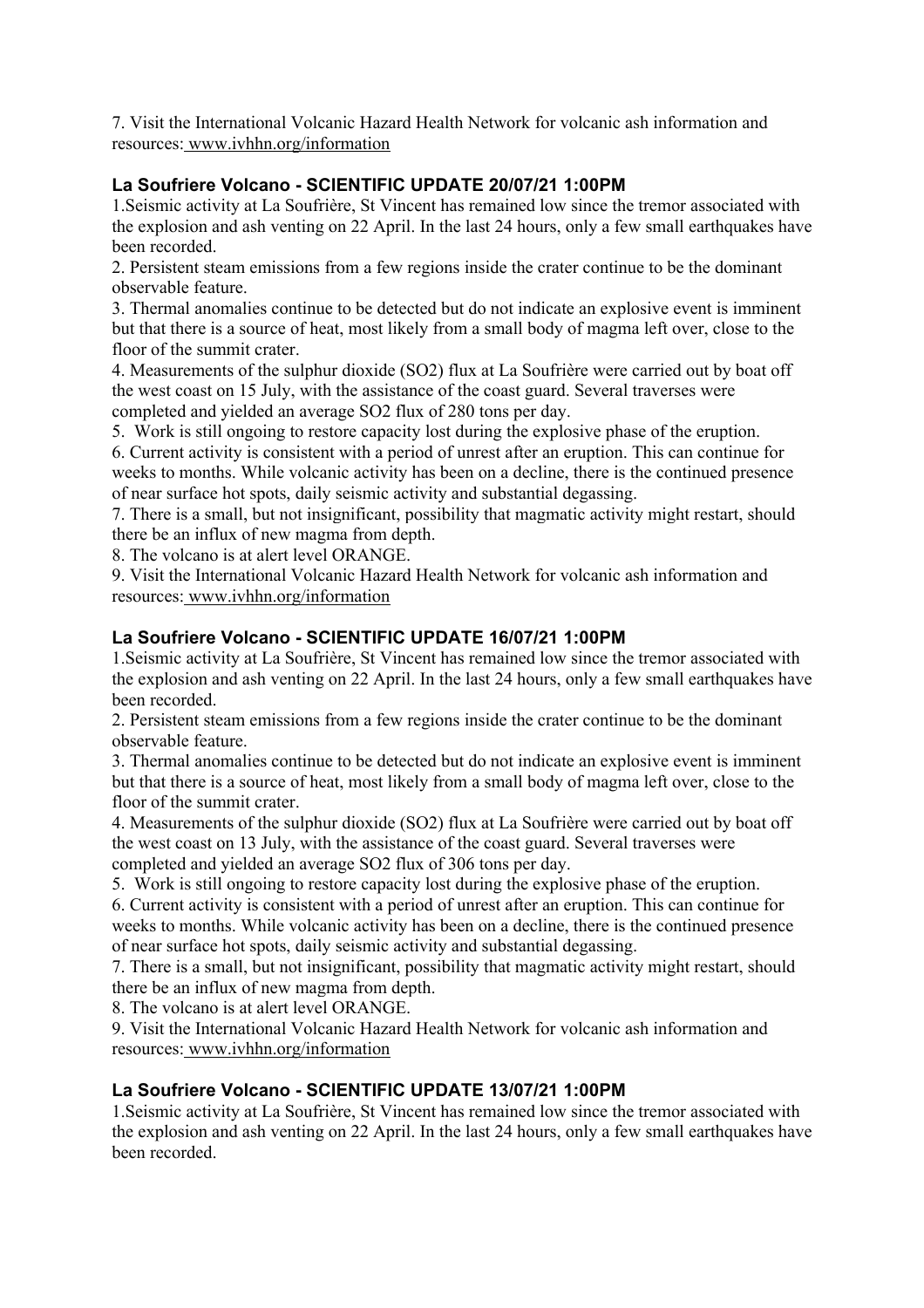7. Visit the International Volcanic Hazard Health Network for volcanic ash information and resources: www.ivhhn.org/information

### La Soufriere Volcano - SCIENTIFIC UPDATE 20/07/21 1:00PM

1.Seismic activity at La Soufrière, St Vincent has remained low since the tremor associated with the explosion and ash venting on 22 April. In the last 24 hours, only a few small earthquakes have been recorded.

2. Persistent steam emissions from a few regions inside the crater continue to be the dominant observable feature.

3. Thermal anomalies continue to be detected but do not indicate an explosive event is imminent but that there is a source of heat, most likely from a small body of magma left over, close to the floor of the summit crater.

4. Measurements of the sulphur dioxide ($SO_2$) flux at La Soufrière were carried out by boat off the west coast on 15 July, with the assistance of the coast guard. Several traverses were completed and yielded an average $SO_2$ flux of 280 tons per day.

5. Work is still ongoing to restore capacity lost during the explosive phase of the eruption.

6. Current activity is consistent with a period of unrest after an eruption. This can continue for weeks to months. While volcanic activity has been on a decline, there is the continued presence of near surface hot spots, daily seismic activity and substantial degassing.

7. There is a small, but not insignificant, possibility that magmatic activity might restart, should there be an influx of new magma from depth.

8. The volcano is at alert level ORANGE.

9. Visit the International Volcanic Hazard Health Network for volcanic ash information and resources: www.ivhhn.org/information

### La Soufriere Volcano - SCIENTIFIC UPDATE 16/07/21 1:00PM

1.Seismic activity at La Soufrière, St Vincent has remained low since the tremor associated with the explosion and ash venting on 22 April. In the last 24 hours, only a few small earthquakes have been recorded.

2. Persistent steam emissions from a few regions inside the crater continue to be the dominant observable feature.

3. Thermal anomalies continue to be detected but do not indicate an explosive event is imminent but that there is a source of heat, most likely from a small body of magma left over, close to the floor of the summit crater.

4. Measurements of the sulphur dioxide ($SO_2$) flux at La Soufrière were carried out by boat off the west coast on 13 July, with the assistance of the coast guard. Several traverses were completed and yielded an average $SO_2$ flux of 306 tons per day.

5. Work is still ongoing to restore capacity lost during the explosive phase of the eruption.

6. Current activity is consistent with a period of unrest after an eruption. This can continue for weeks to months. While volcanic activity has been on a decline, there is the continued presence of near surface hot spots, daily seismic activity and substantial degassing.

7. There is a small, but not insignificant, possibility that magmatic activity might restart, should there be an influx of new magma from depth.

8. The volcano is at alert level ORANGE.

9. Visit the International Volcanic Hazard Health Network for volcanic ash information and resources: www.ivhhn.org/information

### La Soufriere Volcano - SCIENTIFIC UPDATE 13/07/21 1:00PM

1.Seismic activity at La Soufrière, St Vincent has remained low since the tremor associated with the explosion and ash venting on 22 April. In the last 24 hours, only a few small earthquakes have been recorded.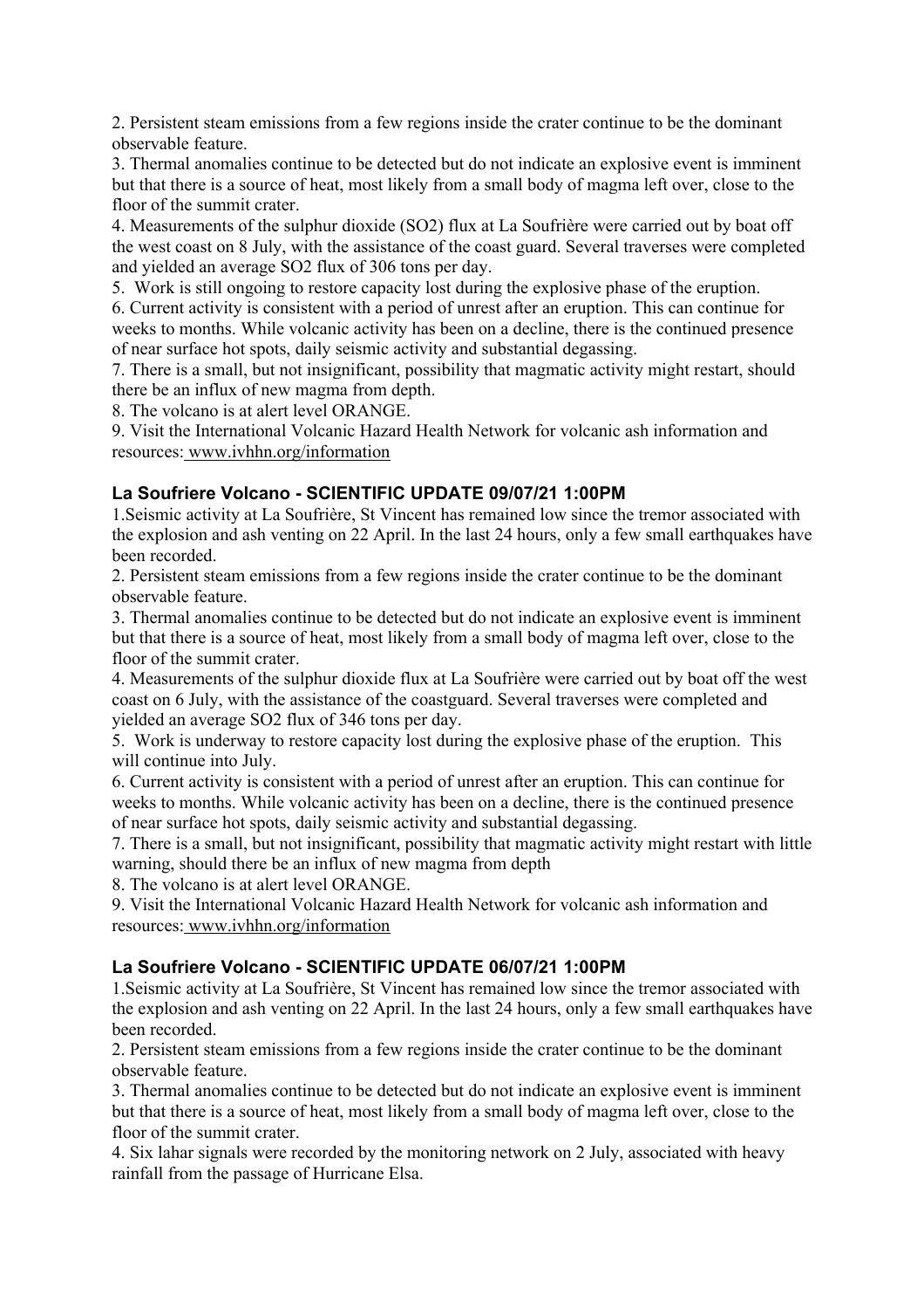2. Persistent steam emissions from a few regions inside the crater continue to be the dominant observable feature.
3. Thermal anomalies continue to be detected but do not indicate an explosive event is imminent but that there is a source of heat, most likely from a small body of magma left over, close to the floor of the summit crater.
4. Measurements of the sulphur dioxide ($SO_2$) flux at La Soufrière were carried out by boat off the west coast on 8 July, with the assistance of the coast guard. Several traverses were completed and yielded an average $SO_2$ flux of 306 tons per day.
5. Work is still ongoing to restore capacity lost during the explosive phase of the eruption.
6. Current activity is consistent with a period of unrest after an eruption. This can continue for weeks to months. While volcanic activity has been on a decline, there is the continued presence of near surface hot spots, daily seismic activity and substantial degassing.
7. There is a small, but not insignificant, possibility that magmatic activity might restart, should there be an influx of new magma from depth.
8. The volcano is at alert level ORANGE.
9. Visit the International Volcanic Hazard Health Network for volcanic ash information and resources: www.ivhhn.org/information

### La Soufriere Volcano - SCIENTIFIC UPDATE 09/07/21 1:00PM

1. Seismic activity at La Soufrière, St Vincent has remained low since the tremor associated with the explosion and ash venting on 22 April. In the last 24 hours, only a few small earthquakes have been recorded.
2. Persistent steam emissions from a few regions inside the crater continue to be the dominant observable feature.
3. Thermal anomalies continue to be detected but do not indicate an explosive event is imminent but that there is a source of heat, most likely from a small body of magma left over, close to the floor of the summit crater.
4. Measurements of the sulphur dioxide flux at La Soufrière were carried out by boat off the west coast on 6 July, with the assistance of the coastguard. Several traverses were completed and yielded an average $SO_2$ flux of 346 tons per day.
5. Work is underway to restore capacity lost during the explosive phase of the eruption. This will continue into July.
6. Current activity is consistent with a period of unrest after an eruption. This can continue for weeks to months. While volcanic activity has been on a decline, there is the continued presence of near surface hot spots, daily seismic activity and substantial degassing.
7. There is a small, but not insignificant, possibility that magmatic activity might restart with little warning, should there be an influx of new magma from depth
8. The volcano is at alert level ORANGE.
9. Visit the International Volcanic Hazard Health Network for volcanic ash information and resources: www.ivhhn.org/information

### La Soufriere Volcano - SCIENTIFIC UPDATE 06/07/21 1:00PM

1. Seismic activity at La Soufrière, St Vincent has remained low since the tremor associated with the explosion and ash venting on 22 April. In the last 24 hours, only a few small earthquakes have been recorded.
2. Persistent steam emissions from a few regions inside the crater continue to be the dominant observable feature.
3. Thermal anomalies continue to be detected but do not indicate an explosive event is imminent but that there is a source of heat, most likely from a small body of magma left over, close to the floor of the summit crater.
4. Six lahar signals were recorded by the monitoring network on 2 July, associated with heavy rainfall from the passage of Hurricane Elsa.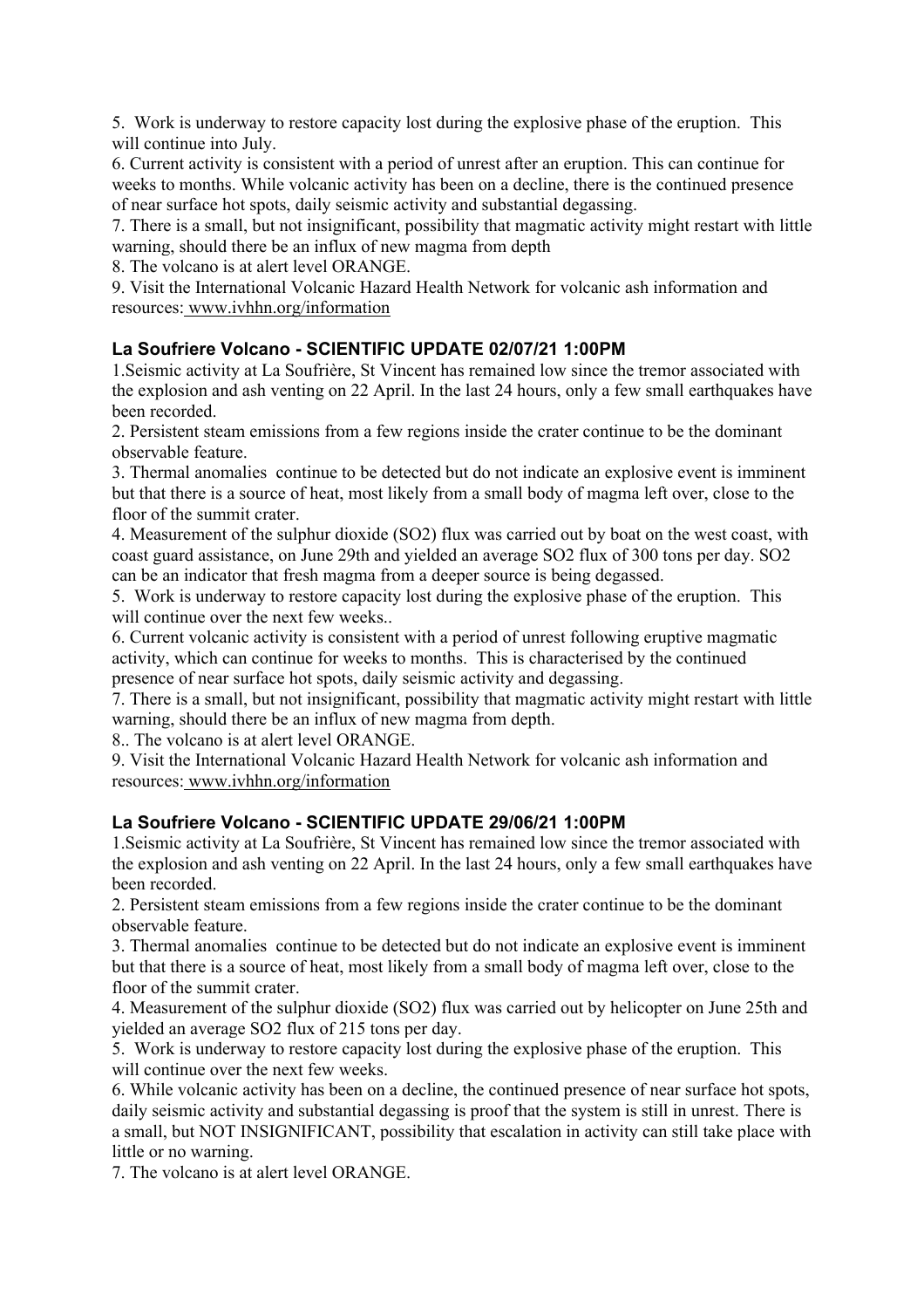5. Work is underway to restore capacity lost during the explosive phase of the eruption. This will continue into July.
6. Current activity is consistent with a period of unrest after an eruption. This can continue for weeks to months. While volcanic activity has been on a decline, there is the continued presence of near surface hot spots, daily seismic activity and substantial degassing.
7. There is a small, but not insignificant, possibility that magmatic activity might restart with little warning, should there be an influx of new magma from depth
8. The volcano is at alert level ORANGE.
9. Visit the International Volcanic Hazard Health Network for volcanic ash information and resources: www.ivhhn.org/information

### La Soufriere Volcano - SCIENTIFIC UPDATE 02/07/21 1:00PM

1.Seismic activity at La Soufrière, St Vincent has remained low since the tremor associated with the explosion and ash venting on 22 April. In the last 24 hours, only a few small earthquakes have been recorded.
2. Persistent steam emissions from a few regions inside the crater continue to be the dominant observable feature.
3. Thermal anomalies continue to be detected but do not indicate an explosive event is imminent but that there is a source of heat, most likely from a small body of magma left over, close to the floor of the summit crater.
4. Measurement of the sulphur dioxide ($SO_2$) flux was carried out by boat on the west coast, with coast guard assistance, on June 29th and yielded an average $SO_2$ flux of 300 tons per day. $SO_2$ can be an indicator that fresh magma from a deeper source is being degassed.
5. Work is underway to restore capacity lost during the explosive phase of the eruption. This will continue over the next few weeks..
6. Current volcanic activity is consistent with a period of unrest following eruptive magmatic activity, which can continue for weeks to months. This is characterised by the continued presence of near surface hot spots, daily seismic activity and degassing.
7. There is a small, but not insignificant, possibility that magmatic activity might restart with little warning, should there be an influx of new magma from depth.
8.. The volcano is at alert level ORANGE.
9. Visit the International Volcanic Hazard Health Network for volcanic ash information and resources: www.ivhhn.org/information

### La Soufriere Volcano - SCIENTIFIC UPDATE 29/06/21 1:00PM

1.Seismic activity at La Soufrière, St Vincent has remained low since the tremor associated with the explosion and ash venting on 22 April. In the last 24 hours, only a few small earthquakes have been recorded.
2. Persistent steam emissions from a few regions inside the crater continue to be the dominant observable feature.
3. Thermal anomalies continue to be detected but do not indicate an explosive event is imminent but that there is a source of heat, most likely from a small body of magma left over, close to the floor of the summit crater.
4. Measurement of the sulphur dioxide ($SO_2$) flux was carried out by helicopter on June 25th and yielded an average $SO_2$ flux of 215 tons per day.
5. Work is underway to restore capacity lost during the explosive phase of the eruption. This will continue over the next few weeks.
6. While volcanic activity has been on a decline, the continued presence of near surface hot spots, daily seismic activity and substantial degassing is proof that the system is still in unrest. There is a small, but NOT INSIGNIFICANT, possibility that escalation in activity can still take place with little or no warning.
7. The volcano is at alert level ORANGE.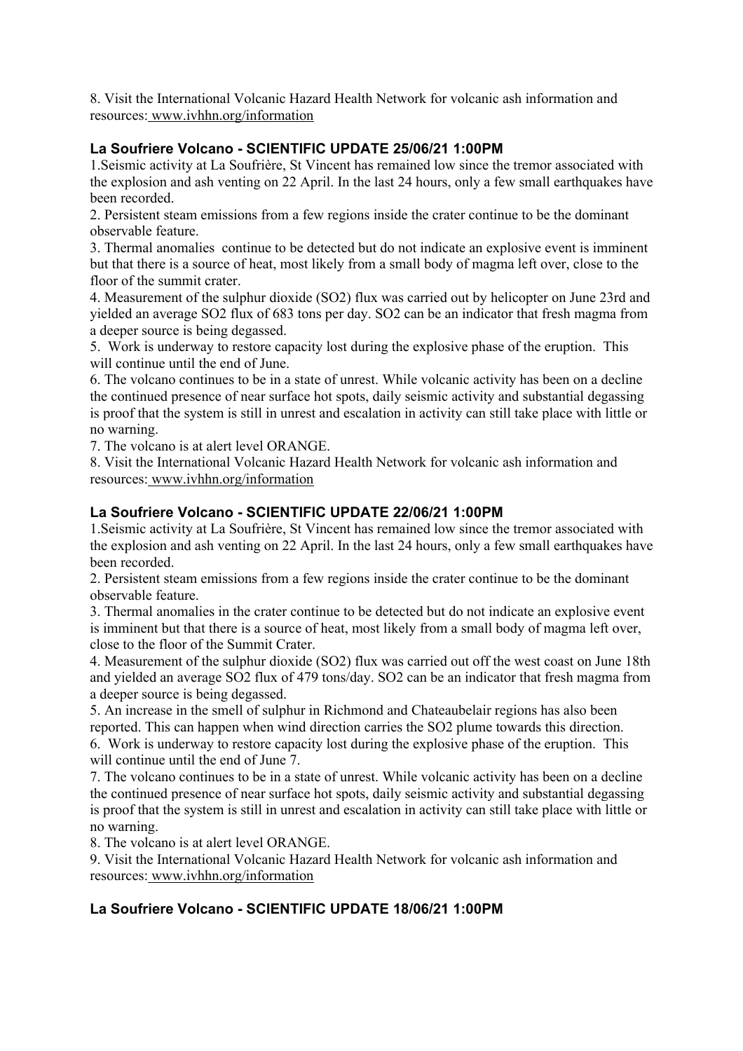8. Visit the International Volcanic Hazard Health Network for volcanic ash information and resources: www.ivhhn.org/information

### La Soufriere Volcano - SCIENTIFIC UPDATE 25/06/21 1:00PM

1.Seismic activity at La Soufrière, St Vincent has remained low since the tremor associated with the explosion and ash venting on 22 April. In the last 24 hours, only a few small earthquakes have been recorded.

2. Persistent steam emissions from a few regions inside the crater continue to be the dominant observable feature.

3. Thermal anomalies continue to be detected but do not indicate an explosive event is imminent but that there is a source of heat, most likely from a small body of magma left over, close to the floor of the summit crater.

4. Measurement of the sulphur dioxide ($SO_2$) flux was carried out by helicopter on June 23rd and yielded an average $SO_2$ flux of 683 tons per day. $SO_2$ can be an indicator that fresh magma from a deeper source is being degassed.

5. Work is underway to restore capacity lost during the explosive phase of the eruption. This will continue until the end of June.

6. The volcano continues to be in a state of unrest. While volcanic activity has been on a decline the continued presence of near surface hot spots, daily seismic activity and substantial degassing is proof that the system is still in unrest and escalation in activity can still take place with little or no warning.

7. The volcano is at alert level ORANGE.

8. Visit the International Volcanic Hazard Health Network for volcanic ash information and resources: www.ivhhn.org/information

### La Soufriere Volcano - SCIENTIFIC UPDATE 22/06/21 1:00PM

1.Seismic activity at La Soufrière, St Vincent has remained low since the tremor associated with the explosion and ash venting on 22 April. In the last 24 hours, only a few small earthquakes have been recorded.

2. Persistent steam emissions from a few regions inside the crater continue to be the dominant observable feature.

3. Thermal anomalies in the crater continue to be detected but do not indicate an explosive event is imminent but that there is a source of heat, most likely from a small body of magma left over, close to the floor of the Summit Crater.

4. Measurement of the sulphur dioxide ($SO_2$) flux was carried out off the west coast on June 18th and yielded an average $SO_2$ flux of 479 tons/day. $SO_2$ can be an indicator that fresh magma from a deeper source is being degassed.

5. An increase in the smell of sulphur in Richmond and Chateaubelair regions has also been reported. This can happen when wind direction carries the $SO_2$ plume towards this direction.

6. Work is underway to restore capacity lost during the explosive phase of the eruption. This will continue until the end of June 7.

7. The volcano continues to be in a state of unrest. While volcanic activity has been on a decline the continued presence of near surface hot spots, daily seismic activity and substantial degassing is proof that the system is still in unrest and escalation in activity can still take place with little or no warning.

8. The volcano is at alert level ORANGE.

9. Visit the International Volcanic Hazard Health Network for volcanic ash information and resources: www.ivhhn.org/information

### La Soufriere Volcano - SCIENTIFIC UPDATE 18/06/21 1:00PM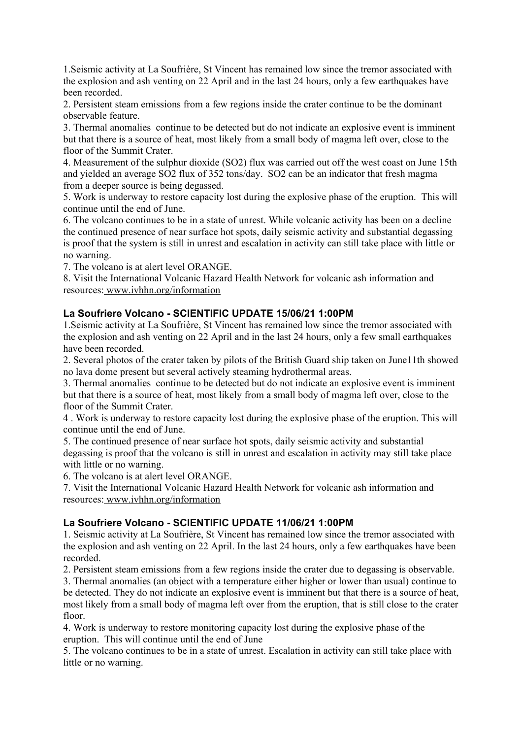1.Seismic activity at La Soufrière, St Vincent has remained low since the tremor associated with the explosion and ash venting on 22 April and in the last 24 hours, only a few earthquakes have been recorded.

2. Persistent steam emissions from a few regions inside the crater continue to be the dominant observable feature.

3. Thermal anomalies continue to be detected but do not indicate an explosive event is imminent but that there is a source of heat, most likely from a small body of magma left over, close to the floor of the Summit Crater.

4. Measurement of the sulphur dioxide ($SO_2$) flux was carried out off the west coast on June 15th and yielded an average $SO_2$ flux of 352 tons/day. $SO_2$ can be an indicator that fresh magma from a deeper source is being degassed.

5. Work is underway to restore capacity lost during the explosive phase of the eruption. This will continue until the end of June.

6. The volcano continues to be in a state of unrest. While volcanic activity has been on a decline the continued presence of near surface hot spots, daily seismic activity and substantial degassing is proof that the system is still in unrest and escalation in activity can still take place with little or no warning.

7. The volcano is at alert level ORANGE.

8. Visit the International Volcanic Hazard Health Network for volcanic ash information and resources: www.ivhhn.org/information

### La Soufriere Volcano - SCIENTIFIC UPDATE 15/06/21 1:00PM

1.Seismic activity at La Soufrière, St Vincent has remained low since the tremor associated with the explosion and ash venting on 22 April and in the last 24 hours, only a few small earthquakes have been recorded.

2. Several photos of the crater taken by pilots of the British Guard ship taken on June11th showed no lava dome present but several actively steaming hydrothermal areas.

3. Thermal anomalies continue to be detected but do not indicate an explosive event is imminent but that there is a source of heat, most likely from a small body of magma left over, close to the floor of the Summit Crater.

4 . Work is underway to restore capacity lost during the explosive phase of the eruption. This will continue until the end of June.

5. The continued presence of near surface hot spots, daily seismic activity and substantial degassing is proof that the volcano is still in unrest and escalation in activity may still take place with little or no warning.

6. The volcano is at alert level ORANGE.

7. Visit the International Volcanic Hazard Health Network for volcanic ash information and resources: www.ivhhn.org/information

### La Soufriere Volcano - SCIENTIFIC UPDATE 11/06/21 1:00PM

1. Seismic activity at La Soufrière, St Vincent has remained low since the tremor associated with the explosion and ash venting on 22 April. In the last 24 hours, only a few earthquakes have been recorded.

2. Persistent steam emissions from a few regions inside the crater due to degassing is observable.

3. Thermal anomalies (an object with a temperature either higher or lower than usual) continue to be detected. They do not indicate an explosive event is imminent but that there is a source of heat, most likely from a small body of magma left over from the eruption, that is still close to the crater floor.

4. Work is underway to restore monitoring capacity lost during the explosive phase of the eruption. This will continue until the end of June

5. The volcano continues to be in a state of unrest. Escalation in activity can still take place with little or no warning.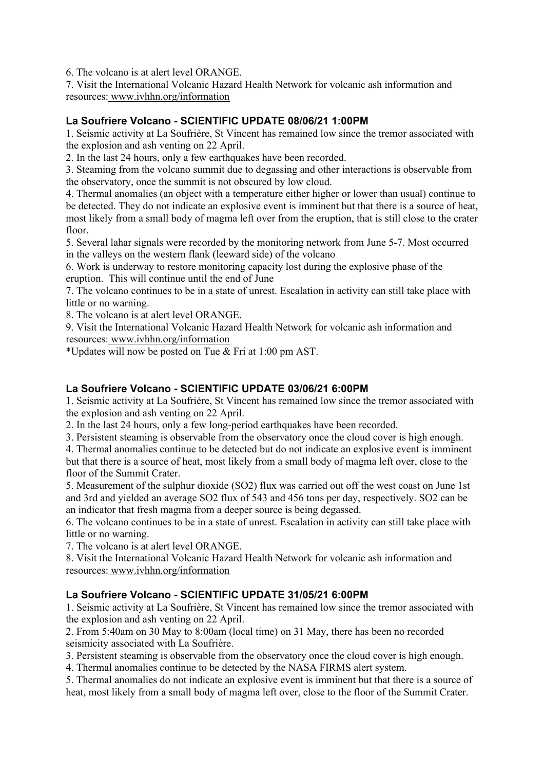6. The volcano is at alert level ORANGE.
7. Visit the International Volcanic Hazard Health Network for volcanic ash information and resources: www.ivhhn.org/information

### La Soufriere Volcano - SCIENTIFIC UPDATE 08/06/21 1:00PM

1. Seismic activity at La Soufrière, St Vincent has remained low since the tremor associated with the explosion and ash venting on 22 April.
2. In the last 24 hours, only a few earthquakes have been recorded.
3. Steaming from the volcano summit due to degassing and other interactions is observable from the observatory, once the summit is not obscured by low cloud.
4. Thermal anomalies (an object with a temperature either higher or lower than usual) continue to be detected. They do not indicate an explosive event is imminent but that there is a source of heat, most likely from a small body of magma left over from the eruption, that is still close to the crater floor.
5. Several lahar signals were recorded by the monitoring network from June 5-7. Most occurred in the valleys on the western flank (leeward side) of the volcano
6. Work is underway to restore monitoring capacity lost during the explosive phase of the eruption. This will continue until the end of June
7. The volcano continues to be in a state of unrest. Escalation in activity can still take place with little or no warning.
8. The volcano is at alert level ORANGE.
9. Visit the International Volcanic Hazard Health Network for volcanic ash information and resources: www.ivhhn.org/information

*Updates will now be posted on Tue & Fri at 1:00 pm AST.

### La Soufriere Volcano - SCIENTIFIC UPDATE 03/06/21 6:00PM

1. Seismic activity at La Soufrière, St Vincent has remained low since the tremor associated with the explosion and ash venting on 22 April.
2. In the last 24 hours, only a few long-period earthquakes have been recorded.
3. Persistent steaming is observable from the observatory once the cloud cover is high enough.
4. Thermal anomalies continue to be detected but do not indicate an explosive event is imminent but that there is a source of heat, most likely from a small body of magma left over, close to the floor of the Summit Crater.
5. Measurement of the sulphur dioxide ($SO_2$) flux was carried out off the west coast on June 1st and 3rd and yielded an average $SO_2$ flux of 543 and 456 tons per day, respectively. $SO_2$ can be an indicator that fresh magma from a deeper source is being degassed.
6. The volcano continues to be in a state of unrest. Escalation in activity can still take place with little or no warning.
7. The volcano is at alert level ORANGE.
8. Visit the International Volcanic Hazard Health Network for volcanic ash information and resources: www.ivhhn.org/information

### La Soufriere Volcano - SCIENTIFIC UPDATE 31/05/21 6:00PM

1. Seismic activity at La Soufrière, St Vincent has remained low since the tremor associated with the explosion and ash venting on 22 April.
2. From 5:40am on 30 May to 8:00am (local time) on 31 May, there has been no recorded seismicity associated with La Soufrière.
3. Persistent steaming is observable from the observatory once the cloud cover is high enough.
4. Thermal anomalies continue to be detected by the NASA FIRMS alert system.
5. Thermal anomalies do not indicate an explosive event is imminent but that there is a source of heat, most likely from a small body of magma left over, close to the floor of the Summit Crater.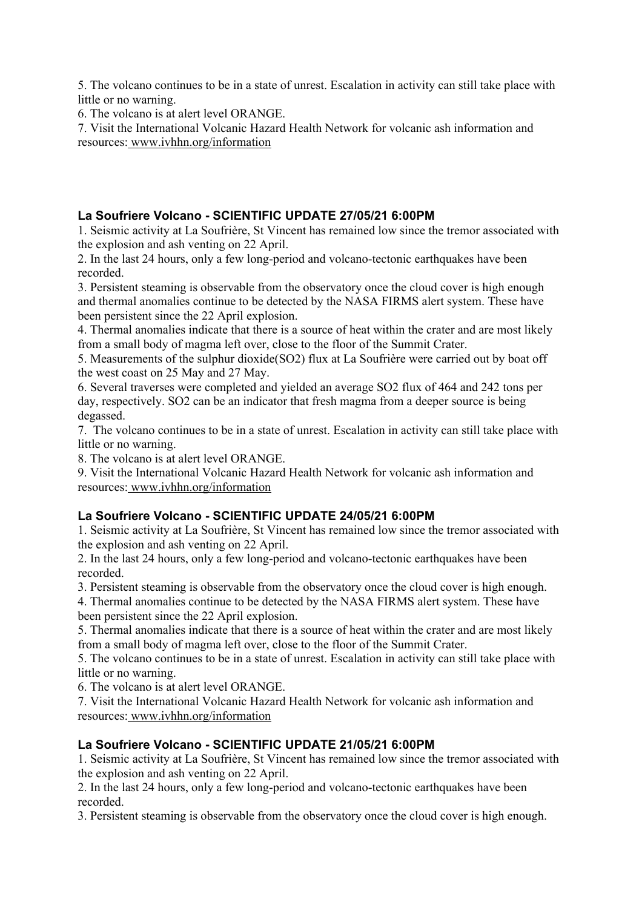5. The volcano continues to be in a state of unrest. Escalation in activity can still take place with little or no warning.
6. The volcano is at alert level ORANGE.
7. Visit the International Volcanic Hazard Health Network for volcanic ash information and resources: www.ivhhn.org/information

### La Soufriere Volcano - SCIENTIFIC UPDATE 27/05/21 6:00PM

1. Seismic activity at La Soufrière, St Vincent has remained low since the tremor associated with the explosion and ash venting on 22 April.
2. In the last 24 hours, only a few long-period and volcano-tectonic earthquakes have been recorded.
3. Persistent steaming is observable from the observatory once the cloud cover is high enough and thermal anomalies continue to be detected by the NASA FIRMS alert system. These have been persistent since the 22 April explosion.
4. Thermal anomalies indicate that there is a source of heat within the crater and are most likely from a small body of magma left over, close to the floor of the Summit Crater.
5. Measurements of the sulphur dioxide($SO_2$) flux at La Soufrière were carried out by boat off the west coast on 25 May and 27 May.
6. Several traverses were completed and yielded an average $SO_2$ flux of 464 and 242 tons per day, respectively. $SO_2$ can be an indicator that fresh magma from a deeper source is being degassed.
7. The volcano continues to be in a state of unrest. Escalation in activity can still take place with little or no warning.
8. The volcano is at alert level ORANGE.
9. Visit the International Volcanic Hazard Health Network for volcanic ash information and resources: www.ivhhn.org/information

### La Soufriere Volcano - SCIENTIFIC UPDATE 24/05/21 6:00PM

1. Seismic activity at La Soufrière, St Vincent has remained low since the tremor associated with the explosion and ash venting on 22 April.
2. In the last 24 hours, only a few long-period and volcano-tectonic earthquakes have been recorded.
3. Persistent steaming is observable from the observatory once the cloud cover is high enough.
4. Thermal anomalies continue to be detected by the NASA FIRMS alert system. These have been persistent since the 22 April explosion.
5. Thermal anomalies indicate that there is a source of heat within the crater and are most likely from a small body of magma left over, close to the floor of the Summit Crater.
5. The volcano continues to be in a state of unrest. Escalation in activity can still take place with little or no warning.
6. The volcano is at alert level ORANGE.
7. Visit the International Volcanic Hazard Health Network for volcanic ash information and resources: www.ivhhn.org/information

### La Soufriere Volcano - SCIENTIFIC UPDATE 21/05/21 6:00PM

1. Seismic activity at La Soufrière, St Vincent has remained low since the tremor associated with the explosion and ash venting on 22 April.
2. In the last 24 hours, only a few long-period and volcano-tectonic earthquakes have been recorded.
3. Persistent steaming is observable from the observatory once the cloud cover is high enough.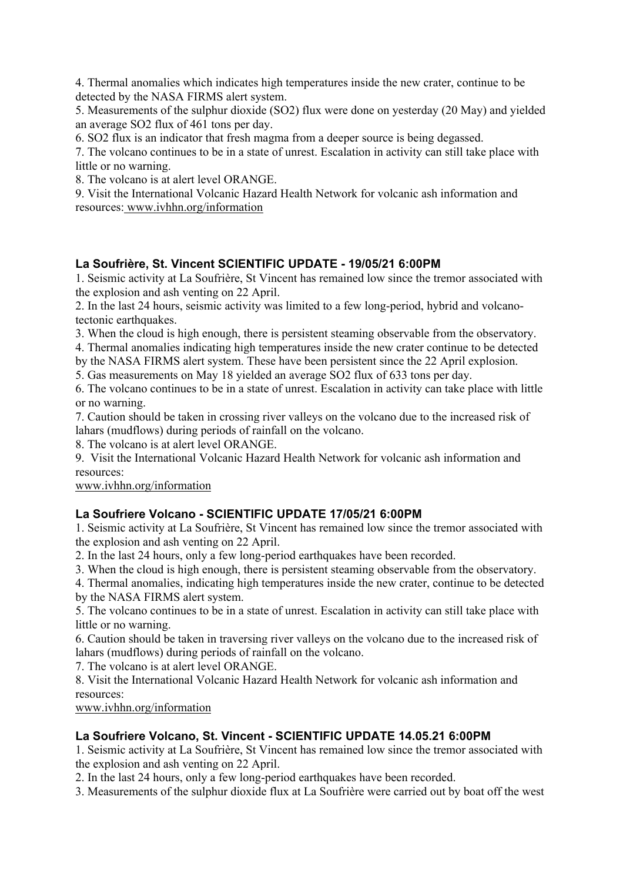4. Thermal anomalies which indicates high temperatures inside the new crater, continue to be detected by the NASA FIRMS alert system.
5. Measurements of the sulphur dioxide ($SO_2$) flux were done on yesterday (20 May) and yielded an average $SO_2$ flux of 461 tons per day.
6. $SO_2$ flux is an indicator that fresh magma from a deeper source is being degassed.
7. The volcano continues to be in a state of unrest. Escalation in activity can still take place with little or no warning.
8. The volcano is at alert level ORANGE.
9. Visit the International Volcanic Hazard Health Network for volcanic ash information and resources: www.ivhhn.org/information

### La Soufrière, St. Vincent SCIENTIFIC UPDATE - 19/05/21 6:00PM

1. Seismic activity at La Soufrière, St Vincent has remained low since the tremor associated with the explosion and ash venting on 22 April.
2. In the last 24 hours, seismic activity was limited to a few long-period, hybrid and volcano-tectonic earthquakes.
3. When the cloud is high enough, there is persistent steaming observable from the observatory.
4. Thermal anomalies indicating high temperatures inside the new crater continue to be detected by the NASA FIRMS alert system. These have been persistent since the 22 April explosion.
5. Gas measurements on May 18 yielded an average $SO_2$ flux of 633 tons per day.
6. The volcano continues to be in a state of unrest. Escalation in activity can take place with little or no warning.
7. Caution should be taken in crossing river valleys on the volcano due to the increased risk of lahars (mudflows) during periods of rainfall on the volcano.
8. The volcano is at alert level ORANGE.
9. Visit the International Volcanic Hazard Health Network for volcanic ash information and resources:
www.ivhhn.org/information

### La Soufriere Volcano - SCIENTIFIC UPDATE 17/05/21 6:00PM

1. Seismic activity at La Soufrière, St Vincent has remained low since the tremor associated with the explosion and ash venting on 22 April.
2. In the last 24 hours, only a few long-period earthquakes have been recorded.
3. When the cloud is high enough, there is persistent steaming observable from the observatory.
4. Thermal anomalies, indicating high temperatures inside the new crater, continue to be detected by the NASA FIRMS alert system.
5. The volcano continues to be in a state of unrest. Escalation in activity can still take place with little or no warning.
6. Caution should be taken in traversing river valleys on the volcano due to the increased risk of lahars (mudflows) during periods of rainfall on the volcano.
7. The volcano is at alert level ORANGE.
8. Visit the International Volcanic Hazard Health Network for volcanic ash information and resources:
www.ivhhn.org/information

### La Soufriere Volcano, St. Vincent - SCIENTIFIC UPDATE 14.05.21 6:00PM

1. Seismic activity at La Soufrière, St Vincent has remained low since the tremor associated with the explosion and ash venting on 22 April.
2. In the last 24 hours, only a few long-period earthquakes have been recorded.
3. Measurements of the sulphur dioxide flux at La Soufrière were carried out by boat off the west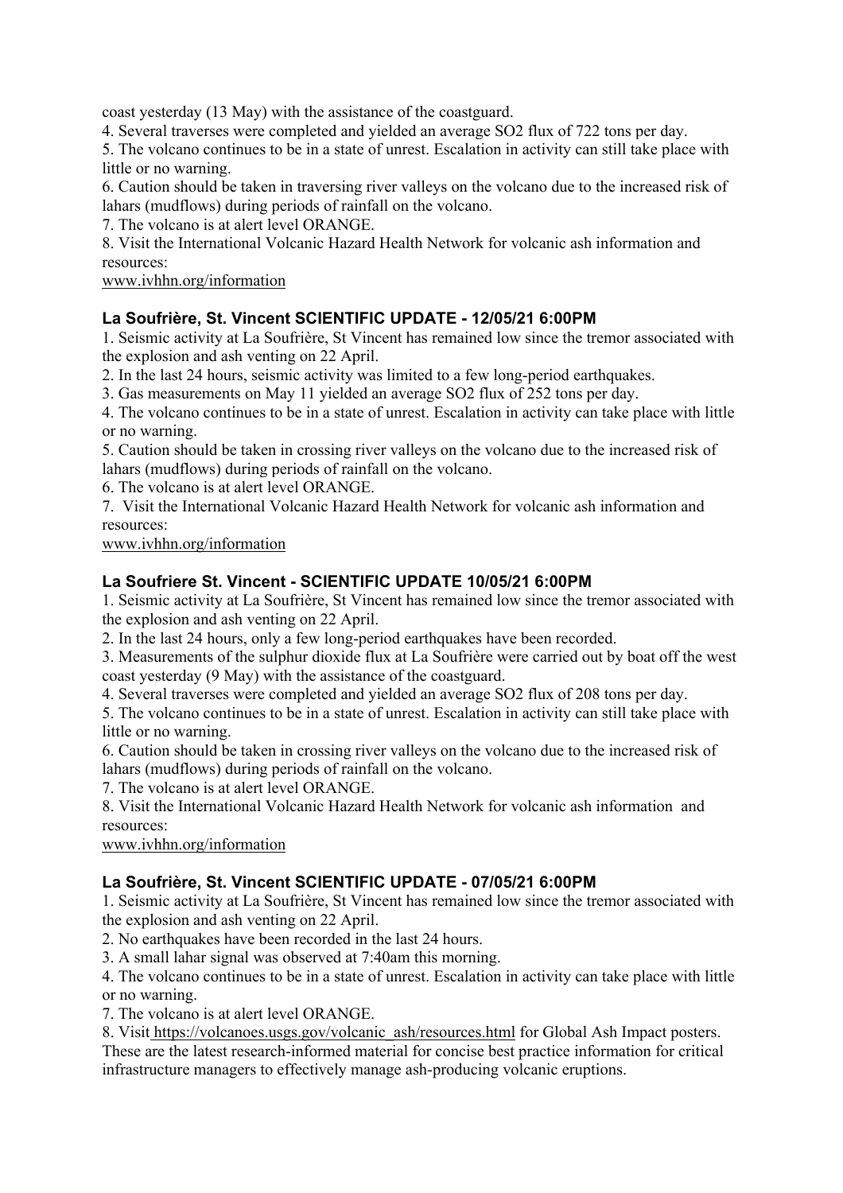coast yesterday (13 May) with the assistance of the coastguard.

4. Several traverses were completed and yielded an average $SO_2$ flux of 722 tons per day.
5. The volcano continues to be in a state of unrest. Escalation in activity can still take place with little or no warning.
6. Caution should be taken in traversing river valleys on the volcano due to the increased risk of lahars (mudflows) during periods of rainfall on the volcano.
7. The volcano is at alert level ORANGE.
8. Visit the International Volcanic Hazard Health Network for volcanic ash information and resources:

www.ivhhn.org/information

### La Soufrière, St. Vincent SCIENTIFIC UPDATE - 12/05/21 6:00PM

1. Seismic activity at La Soufrière, St Vincent has remained low since the tremor associated with the explosion and ash venting on 22 April.
2. In the last 24 hours, seismic activity was limited to a few long-period earthquakes.
3. Gas measurements on May 11 yielded an average $SO_2$ flux of 252 tons per day.
4. The volcano continues to be in a state of unrest. Escalation in activity can take place with little or no warning.
5. Caution should be taken in crossing river valleys on the volcano due to the increased risk of lahars (mudflows) during periods of rainfall on the volcano.
6. The volcano is at alert level ORANGE.
7. Visit the International Volcanic Hazard Health Network for volcanic ash information and resources:

www.ivhhn.org/information

### La Soufriere St. Vincent - SCIENTIFIC UPDATE 10/05/21 6:00PM

1. Seismic activity at La Soufrière, St Vincent has remained low since the tremor associated with the explosion and ash venting on 22 April.
2. In the last 24 hours, only a few long-period earthquakes have been recorded.
3. Measurements of the sulphur dioxide flux at La Soufrière were carried out by boat off the west coast yesterday (9 May) with the assistance of the coastguard.
4. Several traverses were completed and yielded an average $SO_2$ flux of 208 tons per day.
5. The volcano continues to be in a state of unrest. Escalation in activity can still take place with little or no warning.
6. Caution should be taken in crossing river valleys on the volcano due to the increased risk of lahars (mudflows) during periods of rainfall on the volcano.
7. The volcano is at alert level ORANGE.
8. Visit the International Volcanic Hazard Health Network for volcanic ash information and resources:

www.ivhhn.org/information

### La Soufrière, St. Vincent SCIENTIFIC UPDATE - 07/05/21 6:00PM

1. Seismic activity at La Soufrière, St Vincent has remained low since the tremor associated with the explosion and ash venting on 22 April.
2. No earthquakes have been recorded in the last 24 hours.
3. A small lahar signal was observed at 7:40am this morning.
4. The volcano continues to be in a state of unrest. Escalation in activity can take place with little or no warning.

7. The volcano is at alert level ORANGE.

8. Visit https://volcanoes.usgs.gov/volcanic_ash/resources.html for Global Ash Impact posters. These are the latest research-informed material for concise best practice information for critical infrastructure managers to effectively manage ash-producing volcanic eruptions.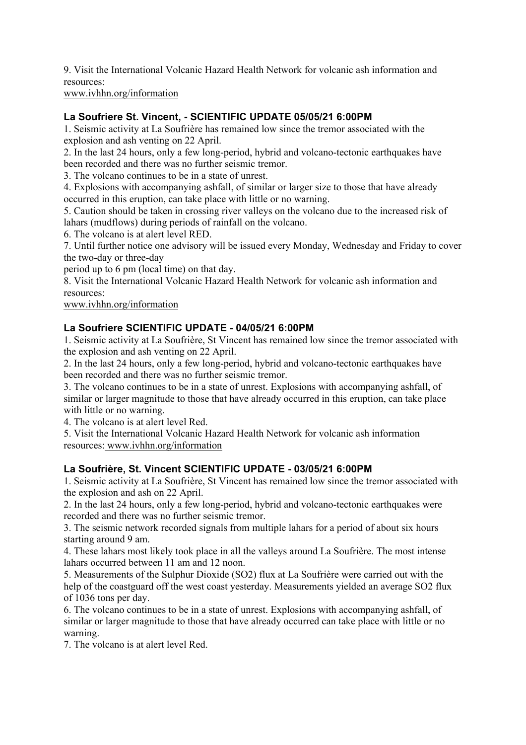9. Visit the International Volcanic Hazard Health Network for volcanic ash information and resources:
www.ivhhn.org/information

### La Soufriere St. Vincent, - SCIENTIFIC UPDATE 05/05/21 6:00PM

1. Seismic activity at La Soufrière has remained low since the tremor associated with the explosion and ash venting on 22 April.
2. In the last 24 hours, only a few long-period, hybrid and volcano-tectonic earthquakes have been recorded and there was no further seismic tremor.
3. The volcano continues to be in a state of unrest.
4. Explosions with accompanying ashfall, of similar or larger size to those that have already occurred in this eruption, can take place with little or no warning.
5. Caution should be taken in crossing river valleys on the volcano due to the increased risk of lahars (mudflows) during periods of rainfall on the volcano.
6. The volcano is at alert level RED.
7. Until further notice one advisory will be issued every Monday, Wednesday and Friday to cover the two-day or three-day period up to 6 pm (local time) on that day.
8. Visit the International Volcanic Hazard Health Network for volcanic ash information and resources:
www.ivhhn.org/information

### La Soufriere SCIENTIFIC UPDATE - 04/05/21 6:00PM

1. Seismic activity at La Soufrière, St Vincent has remained low since the tremor associated with the explosion and ash venting on 22 April.
2. In the last 24 hours, only a few long-period, hybrid and volcano-tectonic earthquakes have been recorded and there was no further seismic tremor.
3. The volcano continues to be in a state of unrest. Explosions with accompanying ashfall, of similar or larger magnitude to those that have already occurred in this eruption, can take place with little or no warning.
4. The volcano is at alert level Red.
5. Visit the International Volcanic Hazard Health Network for volcanic ash information resources: www.ivhhn.org/information

### La Soufrière, St. Vincent SCIENTIFIC UPDATE - 03/05/21 6:00PM

1. Seismic activity at La Soufrière, St Vincent has remained low since the tremor associated with the explosion and ash on 22 April.
2. In the last 24 hours, only a few long-period, hybrid and volcano-tectonic earthquakes were recorded and there was no further seismic tremor.
3. The seismic network recorded signals from multiple lahars for a period of about six hours starting around 9 am.
4. These lahars most likely took place in all the valleys around La Soufrière. The most intense lahars occurred between 11 am and 12 noon.
5. Measurements of the Sulphur Dioxide ($SO_2$) flux at La Soufrière were carried out with the help of the coastguard off the west coast yesterday. Measurements yielded an average $SO_2$ flux of 1036 tons per day.
6. The volcano continues to be in a state of unrest. Explosions with accompanying ashfall, of similar or larger magnitude to those that have already occurred can take place with little or no warning.
7. The volcano is at alert level Red.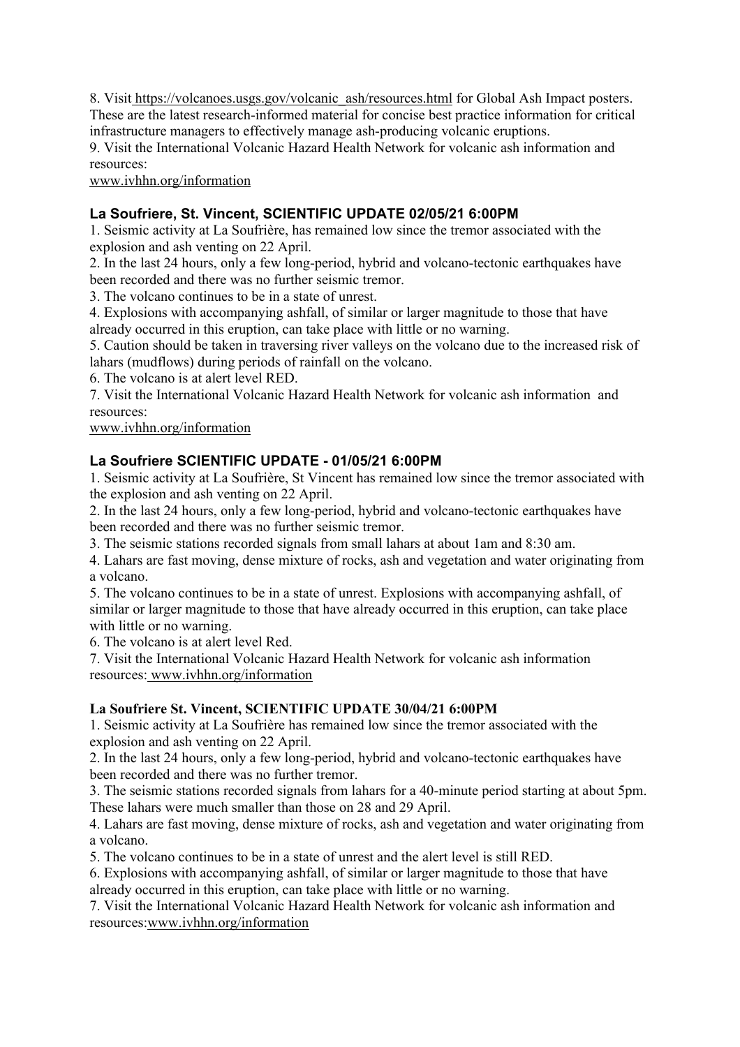8. Visit https://volcanoes.usgs.gov/volcanic_ash/resources.html for Global Ash Impact posters. These are the latest research-informed material for concise best practice information for critical infrastructure managers to effectively manage ash-producing volcanic eruptions.

9. Visit the International Volcanic Hazard Health Network for volcanic ash information and resources:
www.ivhhn.org/information

### La Soufriere, St. Vincent, SCIENTIFIC UPDATE 02/05/21 6:00PM

1. Seismic activity at La Soufrière, has remained low since the tremor associated with the explosion and ash venting on 22 April.
2. In the last 24 hours, only a few long-period, hybrid and volcano-tectonic earthquakes have been recorded and there was no further seismic tremor.
3. The volcano continues to be in a state of unrest.
4. Explosions with accompanying ashfall, of similar or larger magnitude to those that have already occurred in this eruption, can take place with little or no warning.
5. Caution should be taken in traversing river valleys on the volcano due to the increased risk of lahars (mudflows) during periods of rainfall on the volcano.
6. The volcano is at alert level RED.
7. Visit the International Volcanic Hazard Health Network for volcanic ash information and resources:
www.ivhhn.org/information

### La Soufriere SCIENTIFIC UPDATE - 01/05/21 6:00PM

1. Seismic activity at La Soufrière, St Vincent has remained low since the tremor associated with the explosion and ash venting on 22 April.
2. In the last 24 hours, only a few long-period, hybrid and volcano-tectonic earthquakes have been recorded and there was no further seismic tremor.
3. The seismic stations recorded signals from small lahars at about 1am and 8:30 am.
4. Lahars are fast moving, dense mixture of rocks, ash and vegetation and water originating from a volcano.
5. The volcano continues to be in a state of unrest. Explosions with accompanying ashfall, of similar or larger magnitude to those that have already occurred in this eruption, can take place with little or no warning.
6. The volcano is at alert level Red.
7. Visit the International Volcanic Hazard Health Network for volcanic ash information resources: www.ivhhn.org/information

### La Soufriere St. Vincent, SCIENTIFIC UPDATE 30/04/21 6:00PM

1. Seismic activity at La Soufrière has remained low since the tremor associated with the explosion and ash venting on 22 April.
2. In the last 24 hours, only a few long-period, hybrid and volcano-tectonic earthquakes have been recorded and there was no further tremor.
3. The seismic stations recorded signals from lahars for a 40-minute period starting at about 5pm. These lahars were much smaller than those on 28 and 29 April.
4. Lahars are fast moving, dense mixture of rocks, ash and vegetation and water originating from a volcano.
5. The volcano continues to be in a state of unrest and the alert level is still RED.
6. Explosions with accompanying ashfall, of similar or larger magnitude to those that have already occurred in this eruption, can take place with little or no warning.
7. Visit the International Volcanic Hazard Health Network for volcanic ash information and resources:www.ivhhn.org/information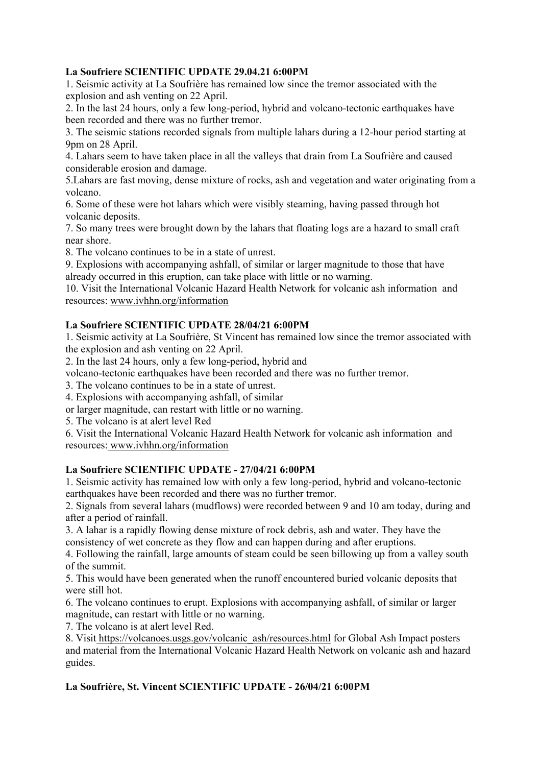**La Soufriere SCIENTIFIC UPDATE 29.04.21 6:00PM**

1. Seismic activity at La Soufrière has remained low since the tremor associated with the explosion and ash venting on 22 April.
2. In the last 24 hours, only a few long-period, hybrid and volcano-tectonic earthquakes have been recorded and there was no further tremor.
3. The seismic stations recorded signals from multiple lahars during a 12-hour period starting at 9pm on 28 April.
4. Lahars seem to have taken place in all the valleys that drain from La Soufrière and caused considerable erosion and damage.
5.Lahars are fast moving, dense mixture of rocks, ash and vegetation and water originating from a volcano.
6. Some of these were hot lahars which were visibly steaming, having passed through hot volcanic deposits.
7. So many trees were brought down by the lahars that floating logs are a hazard to small craft near shore.
8. The volcano continues to be in a state of unrest.
9. Explosions with accompanying ashfall, of similar or larger magnitude to those that have already occurred in this eruption, can take place with little or no warning.
10. Visit the International Volcanic Hazard Health Network for volcanic ash information and resources: www.ivhhn.org/information

**La Soufriere SCIENTIFIC UPDATE 28/04/21 6:00PM**

1. Seismic activity at La Soufrière, St Vincent has remained low since the tremor associated with the explosion and ash venting on 22 April.
2. In the last 24 hours, only a few long-period, hybrid and volcano-tectonic earthquakes have been recorded and there was no further tremor.
3. The volcano continues to be in a state of unrest.
4. Explosions with accompanying ashfall, of similar or larger magnitude, can restart with little or no warning.
5. The volcano is at alert level Red
6. Visit the International Volcanic Hazard Health Network for volcanic ash information and resources: www.ivhhn.org/information

**La Soufriere SCIENTIFIC UPDATE - 27/04/21 6:00PM**

1. Seismic activity has remained low with only a few long-period, hybrid and volcano-tectonic earthquakes have been recorded and there was no further tremor.
2. Signals from several lahars (mudflows) were recorded between 9 and 10 am today, during and after a period of rainfall.
3. A lahar is a rapidly flowing dense mixture of rock debris, ash and water. They have the consistency of wet concrete as they flow and can happen during and after eruptions.
4. Following the rainfall, large amounts of steam could be seen billowing up from a valley south of the summit.
5. This would have been generated when the runoff encountered buried volcanic deposits that were still hot.
6. The volcano continues to erupt. Explosions with accompanying ashfall, of similar or larger magnitude, can restart with little or no warning.
7. The volcano is at alert level Red.
8. Visit https://volcanoes.usgs.gov/volcanic_ash/resources.html for Global Ash Impact posters and material from the International Volcanic Hazard Health Network on volcanic ash and hazard guides.

**La Soufrière, St. Vincent SCIENTIFIC UPDATE - 26/04/21 6:00PM**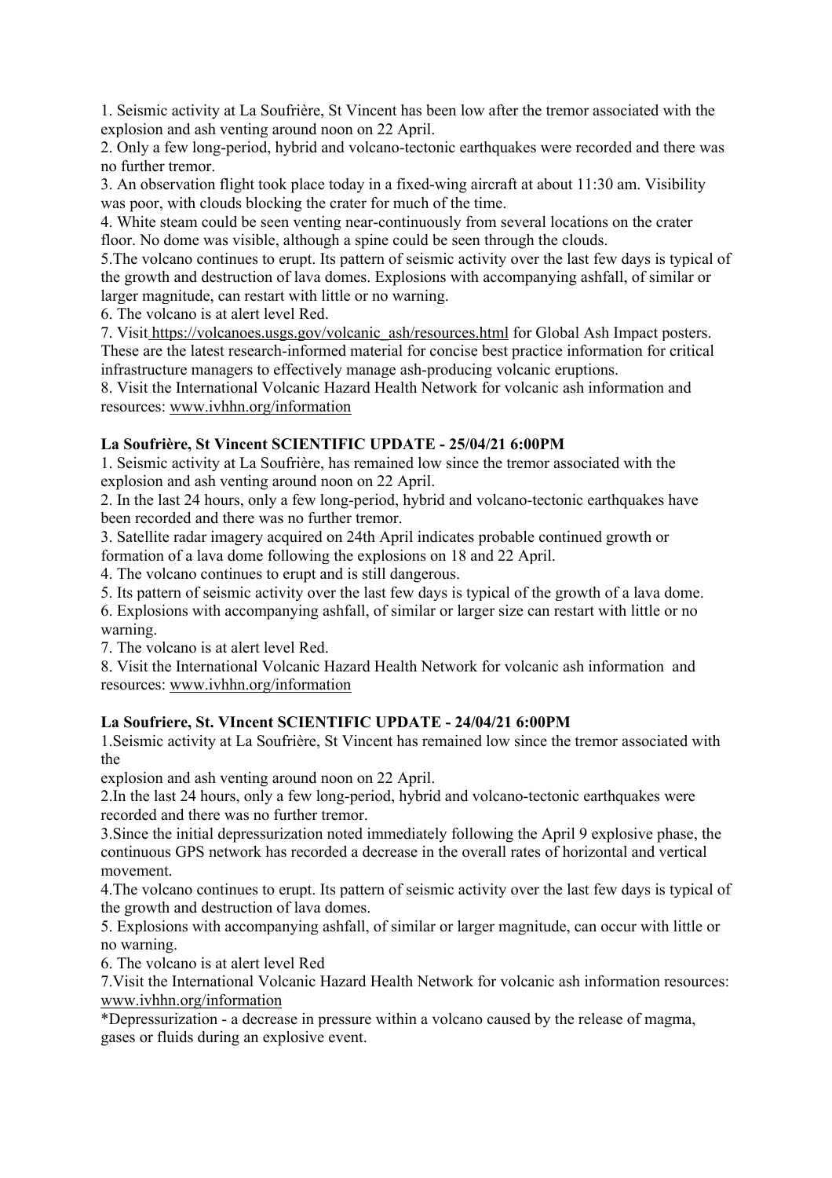1. Seismic activity at La Soufrière, St Vincent has been low after the tremor associated with the explosion and ash venting around noon on 22 April.
2. Only a few long-period, hybrid and volcano-tectonic earthquakes were recorded and there was no further tremor.
3. An observation flight took place today in a fixed-wing aircraft at about 11:30 am. Visibility was poor, with clouds blocking the crater for much of the time.
4. White steam could be seen venting near-continuously from several locations on the crater floor. No dome was visible, although a spine could be seen through the clouds.
5.The volcano continues to erupt. Its pattern of seismic activity over the last few days is typical of the growth and destruction of lava domes. Explosions with accompanying ashfall, of similar or larger magnitude, can restart with little or no warning.
6. The volcano is at alert level Red.
7. Visit https://volcanoes.usgs.gov/volcanic_ash/resources.html for Global Ash Impact posters. These are the latest research-informed material for concise best practice information for critical infrastructure managers to effectively manage ash-producing volcanic eruptions.
8. Visit the International Volcanic Hazard Health Network for volcanic ash information and resources: www.ivhhn.org/information

**La Soufrière, St Vincent SCIENTIFIC UPDATE - 25/04/21 6:00PM**

1. Seismic activity at La Soufrière, has remained low since the tremor associated with the explosion and ash venting around noon on 22 April.
2. In the last 24 hours, only a few long-period, hybrid and volcano-tectonic earthquakes have been recorded and there was no further tremor.
3. Satellite radar imagery acquired on 24th April indicates probable continued growth or formation of a lava dome following the explosions on 18 and 22 April.
4. The volcano continues to erupt and is still dangerous.
5. Its pattern of seismic activity over the last few days is typical of the growth of a lava dome.
6. Explosions with accompanying ashfall, of similar or larger size can restart with little or no warning.
7. The volcano is at alert level Red.
8. Visit the International Volcanic Hazard Health Network for volcanic ash information and resources: www.ivhhn.org/information

**La Soufriere, St. VIncent SCIENTIFIC UPDATE - 24/04/21 6:00PM**

1.Seismic activity at La Soufrière, St Vincent has remained low since the tremor associated with the explosion and ash venting around noon on 22 April.
2.In the last 24 hours, only a few long-period, hybrid and volcano-tectonic earthquakes were recorded and there was no further tremor.
3.Since the initial depressurization noted immediately following the April 9 explosive phase, the continuous GPS network has recorded a decrease in the overall rates of horizontal and vertical movement.
4.The volcano continues to erupt. Its pattern of seismic activity over the last few days is typical of the growth and destruction of lava domes.
5. Explosions with accompanying ashfall, of similar or larger magnitude, can occur with little or no warning.
6. The volcano is at alert level Red
7.Visit the International Volcanic Hazard Health Network for volcanic ash information resources: www.ivhhn.org/information

*Depressurization - a decrease in pressure within a volcano caused by the release of magma, gases or fluids during an explosive event.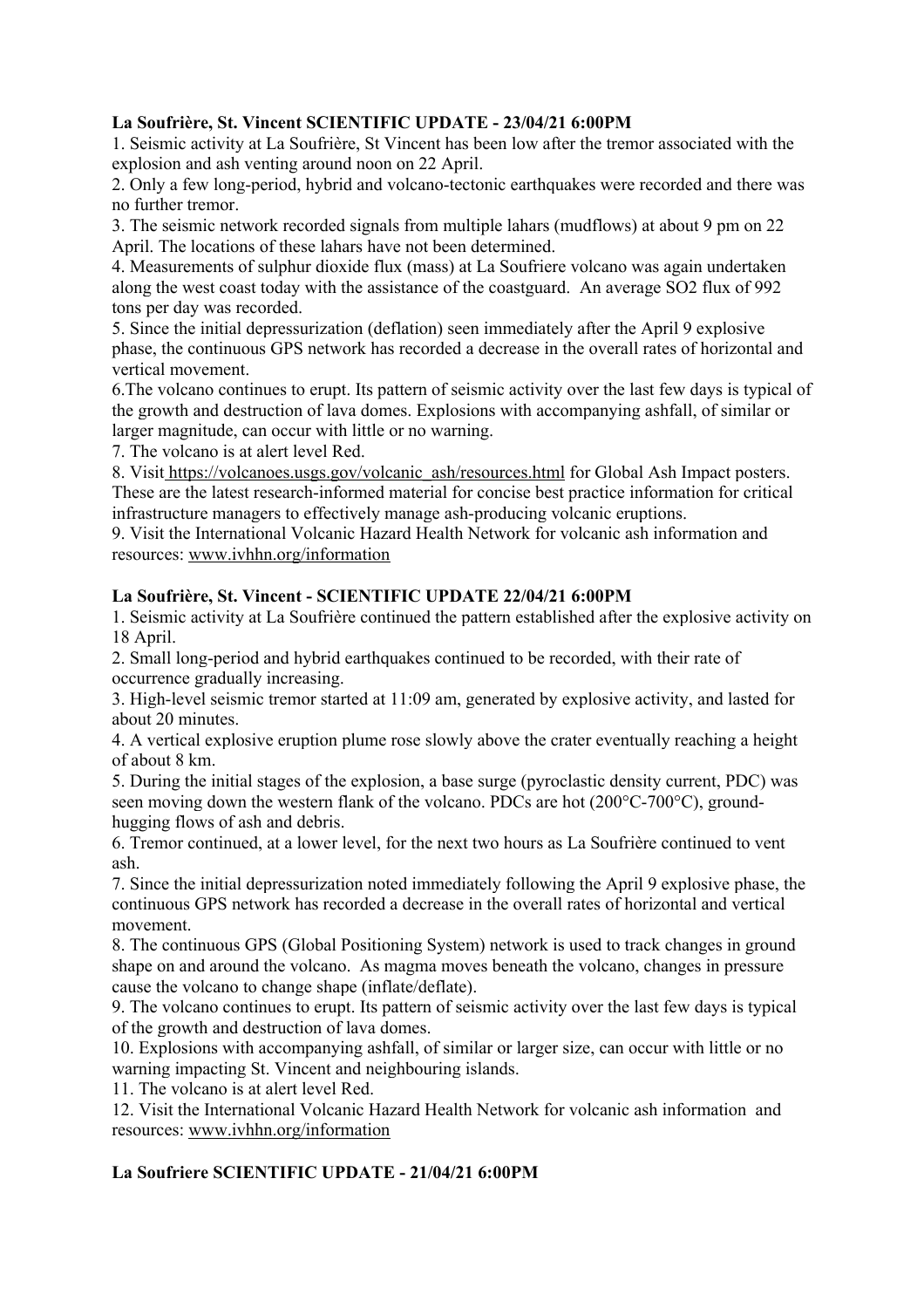**La Soufrière, St. Vincent SCIENTIFIC UPDATE - 23/04/21 6:00PM**

1. Seismic activity at La Soufrière, St Vincent has been low after the tremor associated with the explosion and ash venting around noon on 22 April.
2. Only a few long-period, hybrid and volcano-tectonic earthquakes were recorded and there was no further tremor.
3. The seismic network recorded signals from multiple lahars (mudflows) at about 9 pm on 22 April. The locations of these lahars have not been determined.
4. Measurements of sulphur dioxide flux (mass) at La Soufriere volcano was again undertaken along the west coast today with the assistance of the coastguard. An average $SO_2$ flux of 992 tons per day was recorded.
5. Since the initial depressurization (deflation) seen immediately after the April 9 explosive phase, the continuous GPS network has recorded a decrease in the overall rates of horizontal and vertical movement.
6. The volcano continues to erupt. Its pattern of seismic activity over the last few days is typical of the growth and destruction of lava domes. Explosions with accompanying ashfall, of similar or larger magnitude, can occur with little or no warning.
7. The volcano is at alert level Red.
8. Visit https://volcanoes.usgs.gov/volcanic_ash/resources.html for Global Ash Impact posters. These are the latest research-informed material for concise best practice information for critical infrastructure managers to effectively manage ash-producing volcanic eruptions.
9. Visit the International Volcanic Hazard Health Network for volcanic ash information and resources: www.ivhhn.org/information

**La Soufrière, St. Vincent - SCIENTIFIC UPDATE 22/04/21 6:00PM**

1. Seismic activity at La Soufrière continued the pattern established after the explosive activity on 18 April.
2. Small long-period and hybrid earthquakes continued to be recorded, with their rate of occurrence gradually increasing.
3. High-level seismic tremor started at 11:09 am, generated by explosive activity, and lasted for about 20 minutes.
4. A vertical explosive eruption plume rose slowly above the crater eventually reaching a height of about 8 km.
5. During the initial stages of the explosion, a base surge (pyroclastic density current, PDC) was seen moving down the western flank of the volcano. PDCs are hot (200°C-700°C), ground-hugging flows of ash and debris.
6. Tremor continued, at a lower level, for the next two hours as La Soufrière continued to vent ash.
7. Since the initial depressurization noted immediately following the April 9 explosive phase, the continuous GPS network has recorded a decrease in the overall rates of horizontal and vertical movement.
8. The continuous GPS (Global Positioning System) network is used to track changes in ground shape on and around the volcano. As magma moves beneath the volcano, changes in pressure cause the volcano to change shape (inflate/deflate).
9. The volcano continues to erupt. Its pattern of seismic activity over the last few days is typical of the growth and destruction of lava domes.
10. Explosions with accompanying ashfall, of similar or larger size, can occur with little or no warning impacting St. Vincent and neighbouring islands.
11. The volcano is at alert level Red.
12. Visit the International Volcanic Hazard Health Network for volcanic ash information and resources: www.ivhhn.org/information

**La Soufriere SCIENTIFIC UPDATE - 21/04/21 6:00PM**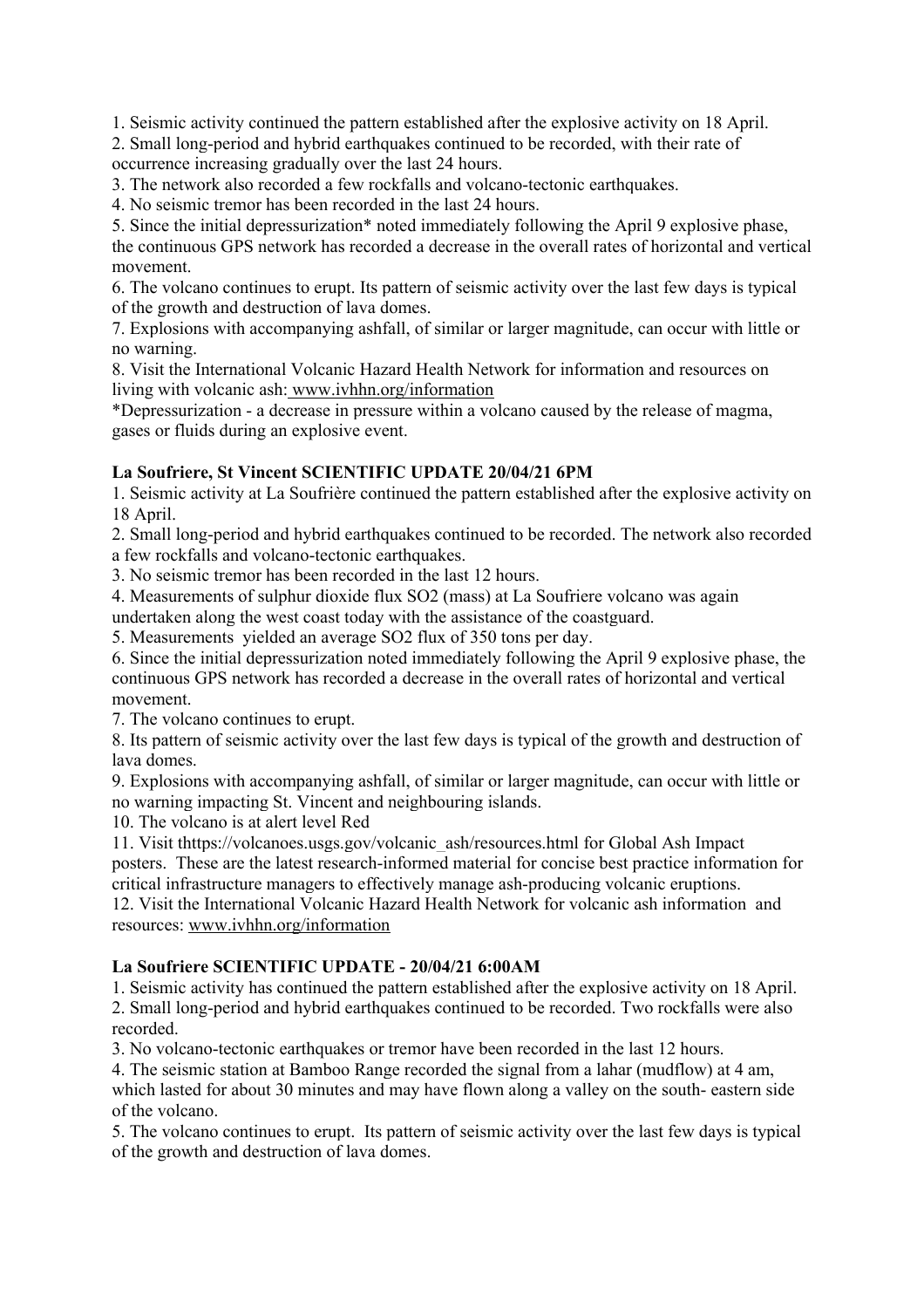1. Seismic activity continued the pattern established after the explosive activity on 18 April.
2. Small long-period and hybrid earthquakes continued to be recorded, with their rate of occurrence increasing gradually over the last 24 hours.
3. The network also recorded a few rockfalls and volcano-tectonic earthquakes.
4. No seismic tremor has been recorded in the last 24 hours.
5. Since the initial depressurization* noted immediately following the April 9 explosive phase, the continuous GPS network has recorded a decrease in the overall rates of horizontal and vertical movement.
6. The volcano continues to erupt. Its pattern of seismic activity over the last few days is typical of the growth and destruction of lava domes.
7. Explosions with accompanying ashfall, of similar or larger magnitude, can occur with little or no warning.
8. Visit the International Volcanic Hazard Health Network for information and resources on living with volcanic ash: www.ivhhn.org/information

*Depressurization - a decrease in pressure within a volcano caused by the release of magma, gases or fluids during an explosive event.

**La Soufriere, St Vincent SCIENTIFIC UPDATE 20/04/21 6PM**

1. Seismic activity at La Soufrière continued the pattern established after the explosive activity on 18 April.
2. Small long-period and hybrid earthquakes continued to be recorded. The network also recorded a few rockfalls and volcano-tectonic earthquakes.
3. No seismic tremor has been recorded in the last 12 hours.
4. Measurements of sulphur dioxide flux $SO_2$ (mass) at La Soufriere volcano was again undertaken along the west coast today with the assistance of the coastguard.
5. Measurements yielded an average $SO_2$ flux of 350 tons per day.
6. Since the initial depressurization noted immediately following the April 9 explosive phase, the continuous GPS network has recorded a decrease in the overall rates of horizontal and vertical movement.
7. The volcano continues to erupt.
8. Its pattern of seismic activity over the last few days is typical of the growth and destruction of lava domes.
9. Explosions with accompanying ashfall, of similar or larger magnitude, can occur with little or no warning impacting St. Vincent and neighbouring islands.
10. The volcano is at alert level Red
11. Visit thttps://volcanoes.usgs.gov/volcanic_ash/resources.html for Global Ash Impact posters. These are the latest research-informed material for concise best practice information for critical infrastructure managers to effectively manage ash-producing volcanic eruptions.
12. Visit the International Volcanic Hazard Health Network for volcanic ash information and resources: www.ivhhn.org/information

**La Soufriere SCIENTIFIC UPDATE - 20/04/21 6:00AM**

1. Seismic activity has continued the pattern established after the explosive activity on 18 April.
2. Small long-period and hybrid earthquakes continued to be recorded. Two rockfalls were also recorded.
3. No volcano-tectonic earthquakes or tremor have been recorded in the last 12 hours.
4. The seismic station at Bamboo Range recorded the signal from a lahar (mudflow) at 4 am, which lasted for about 30 minutes and may have flown along a valley on the south- eastern side of the volcano.
5. The volcano continues to erupt. Its pattern of seismic activity over the last few days is typical of the growth and destruction of lava domes.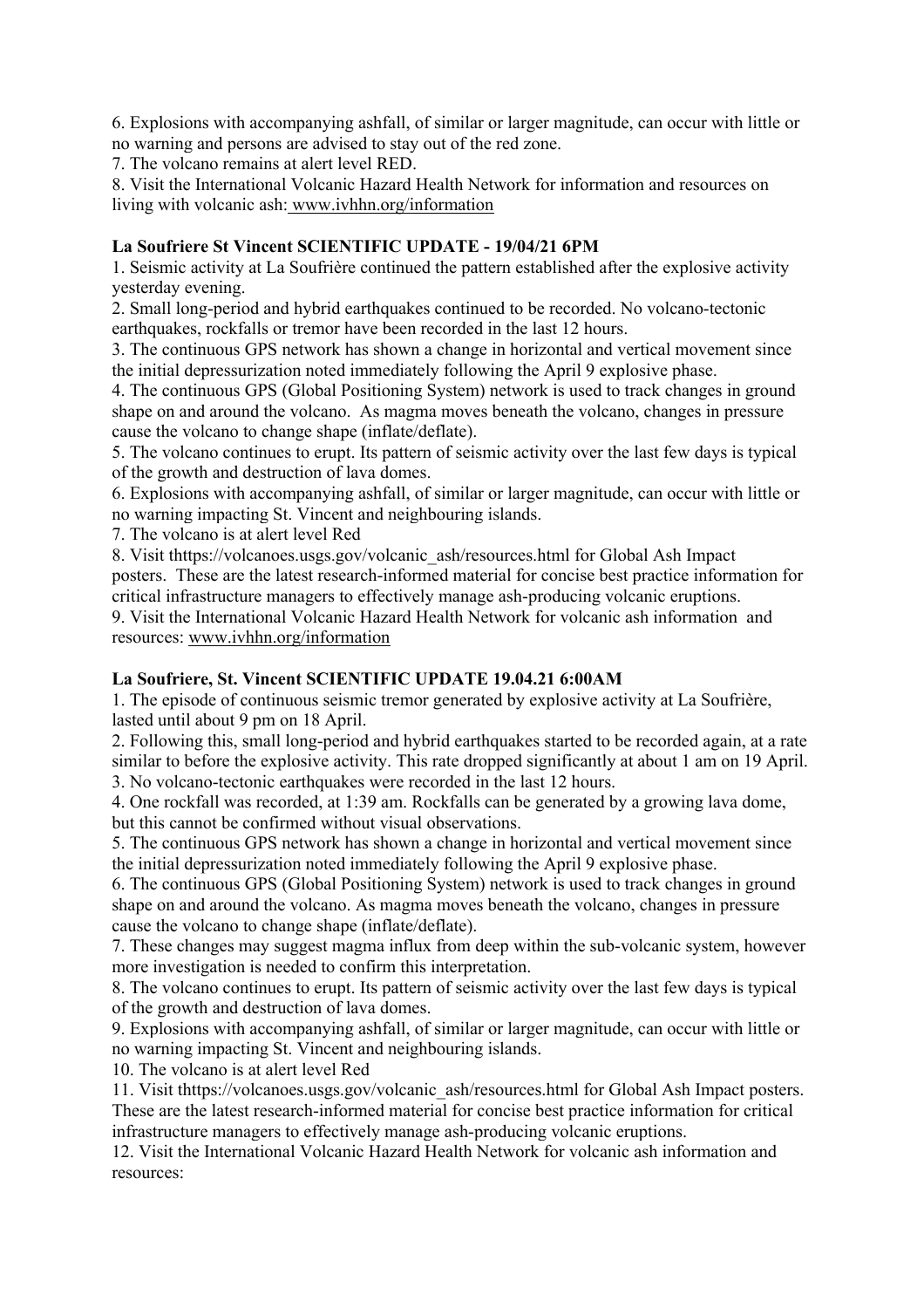6. Explosions with accompanying ashfall, of similar or larger magnitude, can occur with little or no warning and persons are advised to stay out of the red zone.
7. The volcano remains at alert level RED.
8. Visit the International Volcanic Hazard Health Network for information and resources on living with volcanic ash: www.ivhhn.org/information

**La Soufriere St Vincent SCIENTIFIC UPDATE - 19/04/21 6PM**

1. Seismic activity at La Soufrière continued the pattern established after the explosive activity yesterday evening.
2. Small long-period and hybrid earthquakes continued to be recorded. No volcano-tectonic earthquakes, rockfalls or tremor have been recorded in the last 12 hours.
3. The continuous GPS network has shown a change in horizontal and vertical movement since the initial depressurization noted immediately following the April 9 explosive phase.
4. The continuous GPS (Global Positioning System) network is used to track changes in ground shape on and around the volcano. As magma moves beneath the volcano, changes in pressure cause the volcano to change shape (inflate/deflate).
5. The volcano continues to erupt. Its pattern of seismic activity over the last few days is typical of the growth and destruction of lava domes.
6. Explosions with accompanying ashfall, of similar or larger magnitude, can occur with little or no warning impacting St. Vincent and neighbouring islands.
7. The volcano is at alert level Red
8. Visit thttps://volcanoes.usgs.gov/volcanic_ash/resources.html for Global Ash Impact posters. These are the latest research-informed material for concise best practice information for critical infrastructure managers to effectively manage ash-producing volcanic eruptions.
9. Visit the International Volcanic Hazard Health Network for volcanic ash information and resources: www.ivhhn.org/information

**La Soufriere, St. Vincent SCIENTIFIC UPDATE 19.04.21 6:00AM**

1. The episode of continuous seismic tremor generated by explosive activity at La Soufrière, lasted until about 9 pm on 18 April.
2. Following this, small long-period and hybrid earthquakes started to be recorded again, at a rate similar to before the explosive activity. This rate dropped significantly at about 1 am on 19 April.
3. No volcano-tectonic earthquakes were recorded in the last 12 hours.
4. One rockfall was recorded, at 1:39 am. Rockfalls can be generated by a growing lava dome, but this cannot be confirmed without visual observations.
5. The continuous GPS network has shown a change in horizontal and vertical movement since the initial depressurization noted immediately following the April 9 explosive phase.
6. The continuous GPS (Global Positioning System) network is used to track changes in ground shape on and around the volcano. As magma moves beneath the volcano, changes in pressure cause the volcano to change shape (inflate/deflate).
7. These changes may suggest magma influx from deep within the sub-volcanic system, however more investigation is needed to confirm this interpretation.
8. The volcano continues to erupt. Its pattern of seismic activity over the last few days is typical of the growth and destruction of lava domes.
9. Explosions with accompanying ashfall, of similar or larger magnitude, can occur with little or no warning impacting St. Vincent and neighbouring islands.
10. The volcano is at alert level Red
11. Visit thttps://volcanoes.usgs.gov/volcanic_ash/resources.html for Global Ash Impact posters. These are the latest research-informed material for concise best practice information for critical infrastructure managers to effectively manage ash-producing volcanic eruptions.
12. Visit the International Volcanic Hazard Health Network for volcanic ash information and resources: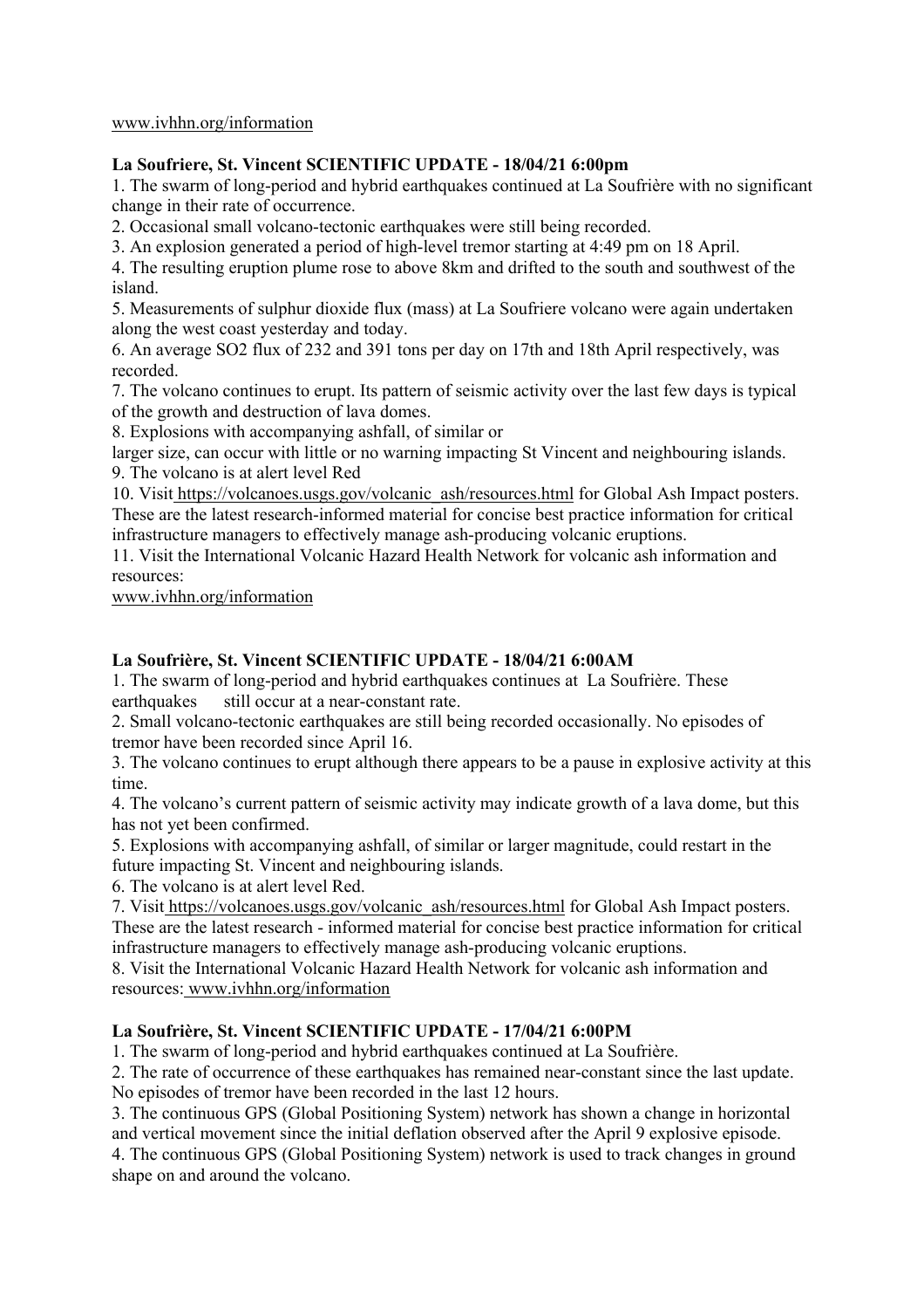www.ivhhn.org/information

**La Soufriere, St. Vincent SCIENTIFIC UPDATE - 18/04/21 6:00pm**

1. The swarm of long-period and hybrid earthquakes continued at La Soufrière with no significant change in their rate of occurrence.
2. Occasional small volcano-tectonic earthquakes were still being recorded.
3. An explosion generated a period of high-level tremor starting at 4:49 pm on 18 April.
4. The resulting eruption plume rose to above 8km and drifted to the south and southwest of the island.
5. Measurements of sulphur dioxide flux (mass) at La Soufriere volcano were again undertaken along the west coast yesterday and today.
6. An average $SO_2$ flux of 232 and 391 tons per day on 17th and 18th April respectively, was recorded.
7. The volcano continues to erupt. Its pattern of seismic activity over the last few days is typical of the growth and destruction of lava domes.
8. Explosions with accompanying ashfall, of similar or larger size, can occur with little or no warning impacting St Vincent and neighbouring islands.
9. The volcano is at alert level Red
10. Visit https://volcanoes.usgs.gov/volcanic_ash/resources.html for Global Ash Impact posters. These are the latest research-informed material for concise best practice information for critical infrastructure managers to effectively manage ash-producing volcanic eruptions.
11. Visit the International Volcanic Hazard Health Network for volcanic ash information and resources: www.ivhhn.org/information

**La Soufrière, St. Vincent SCIENTIFIC UPDATE - 18/04/21 6:00AM**

1. The swarm of long-period and hybrid earthquakes continues at La Soufrière. These earthquakes still occur at a near-constant rate.
2. Small volcano-tectonic earthquakes are still being recorded occasionally. No episodes of tremor have been recorded since April 16.
3. The volcano continues to erupt although there appears to be a pause in explosive activity at this time.
4. The volcano's current pattern of seismic activity may indicate growth of a lava dome, but this has not yet been confirmed.
5. Explosions with accompanying ashfall, of similar or larger magnitude, could restart in the future impacting St. Vincent and neighbouring islands.
6. The volcano is at alert level Red.
7. Visit https://volcanoes.usgs.gov/volcanic_ash/resources.html for Global Ash Impact posters. These are the latest research - informed material for concise best practice information for critical infrastructure managers to effectively manage ash-producing volcanic eruptions.
8. Visit the International Volcanic Hazard Health Network for volcanic ash information and resources: www.ivhhn.org/information

**La Soufrière, St. Vincent SCIENTIFIC UPDATE - 17/04/21 6:00PM**

1. The swarm of long-period and hybrid earthquakes continued at La Soufrière.
2. The rate of occurrence of these earthquakes has remained near-constant since the last update. No episodes of tremor have been recorded in the last 12 hours.
3. The continuous GPS (Global Positioning System) network has shown a change in horizontal and vertical movement since the initial deflation observed after the April 9 explosive episode.
4. The continuous GPS (Global Positioning System) network is used to track changes in ground shape on and around the volcano.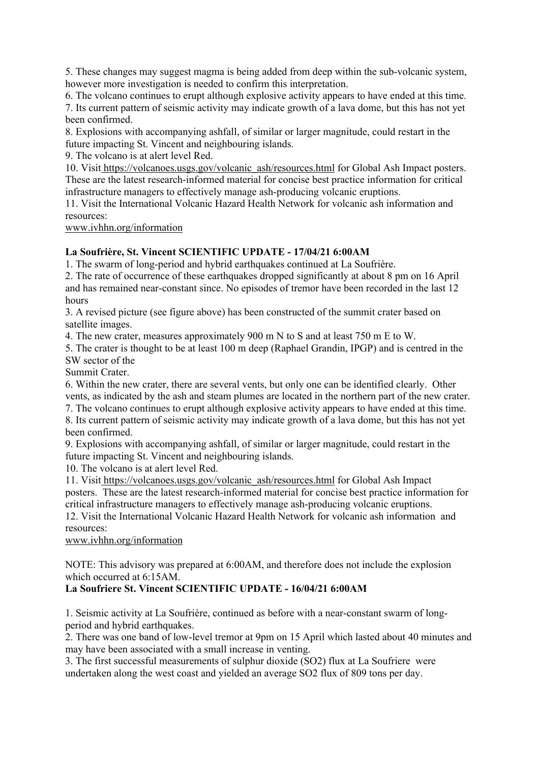5. These changes may suggest magma is being added from deep within the sub-volcanic system, however more investigation is needed to confirm this interpretation.
6. The volcano continues to erupt although explosive activity appears to have ended at this time.
7. Its current pattern of seismic activity may indicate growth of a lava dome, but this has not yet been confirmed.
8. Explosions with accompanying ashfall, of similar or larger magnitude, could restart in the future impacting St. Vincent and neighbouring islands.
9. The volcano is at alert level Red.
10. Visit https://volcanoes.usgs.gov/volcanic_ash/resources.html for Global Ash Impact posters. These are the latest research-informed material for concise best practice information for critical infrastructure managers to effectively manage ash-producing volcanic eruptions.
11. Visit the International Volcanic Hazard Health Network for volcanic ash information and resources:
www.ivhhn.org/information

**La Soufrière, St. Vincent SCIENTIFIC UPDATE - 17/04/21 6:00AM**

1. The swarm of long-period and hybrid earthquakes continued at La Soufrière.
2. The rate of occurrence of these earthquakes dropped significantly at about 8 pm on 16 April and has remained near-constant since. No episodes of tremor have been recorded in the last 12 hours
3. A revised picture (see figure above) has been constructed of the summit crater based on satellite images.
4. The new crater, measures approximately 900 m N to S and at least 750 m E to W.
5. The crater is thought to be at least 100 m deep (Raphael Grandin, IPGP) and is centred in the SW sector of the Summit Crater.
6. Within the new crater, there are several vents, but only one can be identified clearly. Other vents, as indicated by the ash and steam plumes are located in the northern part of the new crater.
7. The volcano continues to erupt although explosive activity appears to have ended at this time.
8. Its current pattern of seismic activity may indicate growth of a lava dome, but this has not yet been confirmed.
9. Explosions with accompanying ashfall, of similar or larger magnitude, could restart in the future impacting St. Vincent and neighbouring islands.
10. The volcano is at alert level Red.
11. Visit https://volcanoes.usgs.gov/volcanic_ash/resources.html for Global Ash Impact posters. These are the latest research-informed material for concise best practice information for critical infrastructure managers to effectively manage ash-producing volcanic eruptions.
12. Visit the International Volcanic Hazard Health Network for volcanic ash information and resources:
www.ivhhn.org/information

NOTE: This advisory was prepared at 6:00AM, and therefore does not include the explosion which occurred at 6:15AM.

**La Soufriere St. Vincent SCIENTIFIC UPDATE - 16/04/21 6:00AM**

1. Seismic activity at La Soufrière, continued as before with a near-constant swarm of long-period and hybrid earthquakes.
2. There was one band of low-level tremor at 9pm on 15 April which lasted about 40 minutes and may have been associated with a small increase in venting.
3. The first successful measurements of sulphur dioxide ($SO_2$) flux at La Soufriere were undertaken along the west coast and yielded an average $SO_2$ flux of 809 tons per day.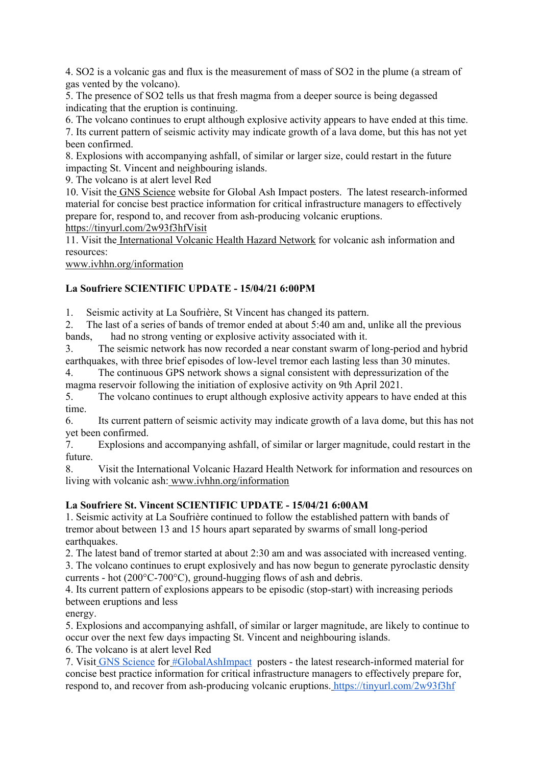4. $SO_2$ is a volcanic gas and flux is the measurement of mass of $SO_2$ in the plume (a stream of gas vented by the volcano).
5. The presence of $SO_2$ tells us that fresh magma from a deeper source is being degassed indicating that the eruption is continuing.
6. The volcano continues to erupt although explosive activity appears to have ended at this time.
7. Its current pattern of seismic activity may indicate growth of a lava dome, but this has not yet been confirmed.
8. Explosions with accompanying ashfall, of similar or larger size, could restart in the future impacting St. Vincent and neighbouring islands.
9. The volcano is at alert level Red
10. Visit the GNS Science website for Global Ash Impact posters. The latest research-informed material for concise best practice information for critical infrastructure managers to effectively prepare for, respond to, and recover from ash-producing volcanic eruptions. https://tinyurl.com/2w93f3hfVisit
11. Visit the International Volcanic Health Hazard Network for volcanic ash information and resources:
www.ivhhn.org/information

**La Soufriere SCIENTIFIC UPDATE - 15/04/21 6:00PM**

1. Seismic activity at La Soufrière, St Vincent has changed its pattern.
2. The last of a series of bands of tremor ended at about 5:40 am and, unlike all the previous bands, had no strong venting or explosive activity associated with it.
3. The seismic network has now recorded a near constant swarm of long-period and hybrid earthquakes, with three brief episodes of low-level tremor each lasting less than 30 minutes.
4. The continuous GPS network shows a signal consistent with depressurization of the magma reservoir following the initiation of explosive activity on 9th April 2021.
5. The volcano continues to erupt although explosive activity appears to have ended at this time.
6. Its current pattern of seismic activity may indicate growth of a lava dome, but this has not yet been confirmed.
7. Explosions and accompanying ashfall, of similar or larger magnitude, could restart in the future.
8. Visit the International Volcanic Hazard Health Network for information and resources on living with volcanic ash: www.ivhhn.org/information

**La Soufriere St. Vincent SCIENTIFIC UPDATE - 15/04/21 6:00AM**

1. Seismic activity at La Soufrière continued to follow the established pattern with bands of tremor about between 13 and 15 hours apart separated by swarms of small long-period earthquakes.
2. The latest band of tremor started at about 2:30 am and was associated with increased venting.
3. The volcano continues to erupt explosively and has now begun to generate pyroclastic density currents - hot (200°C-700°C), ground-hugging flows of ash and debris.
4. Its current pattern of explosions appears to be episodic (stop-start) with increasing periods between eruptions and less
energy.
5. Explosions and accompanying ashfall, of similar or larger magnitude, are likely to continue to occur over the next few days impacting St. Vincent and neighbouring islands.
6. The volcano is at alert level Red
7. Visit GNS Science for #GlobalAshImpact posters - the latest research-informed material for concise best practice information for critical infrastructure managers to effectively prepare for, respond to, and recover from ash-producing volcanic eruptions. https://tinyurl.com/2w93f3hf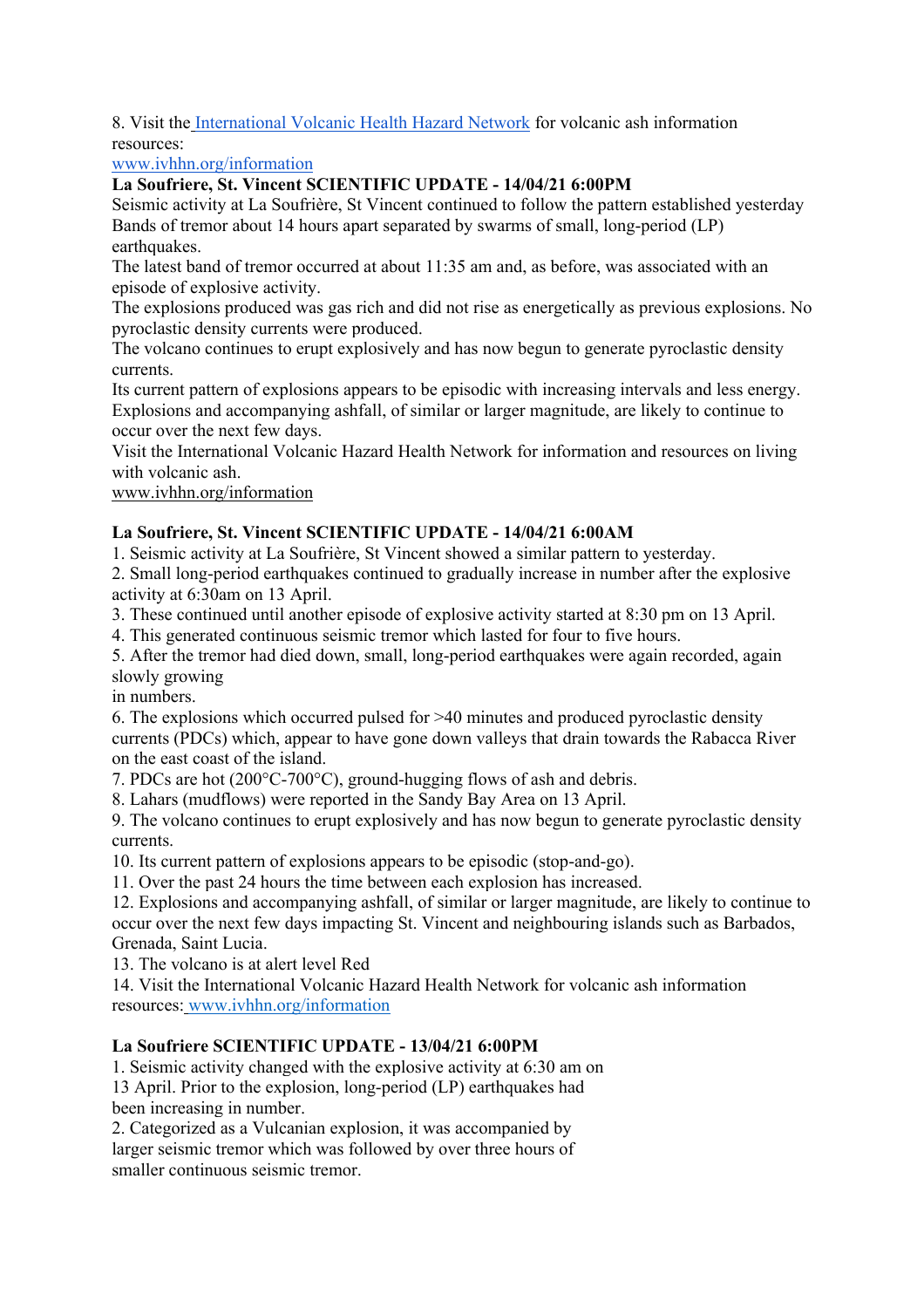8. Visit the [International Volcanic Health Hazard Network](www.ivhhn.org/information) for volcanic ash information resources:
[www.ivhhn.org/information](www.ivhhn.org/information)

**La Soufriere, St. Vincent SCIENTIFIC UPDATE - 14/04/21 6:00PM**

Seismic activity at La Soufrière, St Vincent continued to follow the pattern established yesterday Bands of tremor about 14 hours apart separated by swarms of small, long-period (LP) earthquakes.

The latest band of tremor occurred at about 11:35 am and, as before, was associated with an episode of explosive activity.

The explosions produced was gas rich and did not rise as energetically as previous explosions. No pyroclastic density currents were produced.

The volcano continues to erupt explosively and has now begun to generate pyroclastic density currents.

Its current pattern of explosions appears to be episodic with increasing intervals and less energy.

Explosions and accompanying ashfall, of similar or larger magnitude, are likely to continue to occur over the next few days.

Visit the International Volcanic Hazard Health Network for information and resources on living with volcanic ash.

[www.ivhhn.org/information](www.ivhhn.org/information)

**La Soufriere, St. Vincent SCIENTIFIC UPDATE - 14/04/21 6:00AM**

1. Seismic activity at La Soufrière, St Vincent showed a similar pattern to yesterday.
2. Small long-period earthquakes continued to gradually increase in number after the explosive activity at 6:30am on 13 April.
3. These continued until another episode of explosive activity started at 8:30 pm on 13 April.
4. This generated continuous seismic tremor which lasted for four to five hours.
5. After the tremor had died down, small, long-period earthquakes were again recorded, again slowly growing in numbers.
6. The explosions which occurred pulsed for >40 minutes and produced pyroclastic density currents (PDCs) which, appear to have gone down valleys that drain towards the Rabacca River on the east coast of the island.
7. PDCs are hot (200°C-700°C), ground-hugging flows of ash and debris.
8. Lahars (mudflows) were reported in the Sandy Bay Area on 13 April.
9. The volcano continues to erupt explosively and has now begun to generate pyroclastic density currents.
10. Its current pattern of explosions appears to be episodic (stop-and-go).
11. Over the past 24 hours the time between each explosion has increased.
12. Explosions and accompanying ashfall, of similar or larger magnitude, are likely to continue to occur over the next few days impacting St. Vincent and neighbouring islands such as Barbados, Grenada, Saint Lucia.
13. The volcano is at alert level Red
14. Visit the International Volcanic Hazard Health Network for volcanic ash information resources: [www.ivhhn.org/information](www.ivhhn.org/information)

**La Soufriere SCIENTIFIC UPDATE - 13/04/21 6:00PM**

1. Seismic activity changed with the explosive activity at 6:30 am on 13 April. Prior to the explosion, long-period (LP) earthquakes had been increasing in number.
2. Categorized as a Vulcanian explosion, it was accompanied by larger seismic tremor which was followed by over three hours of smaller continuous seismic tremor.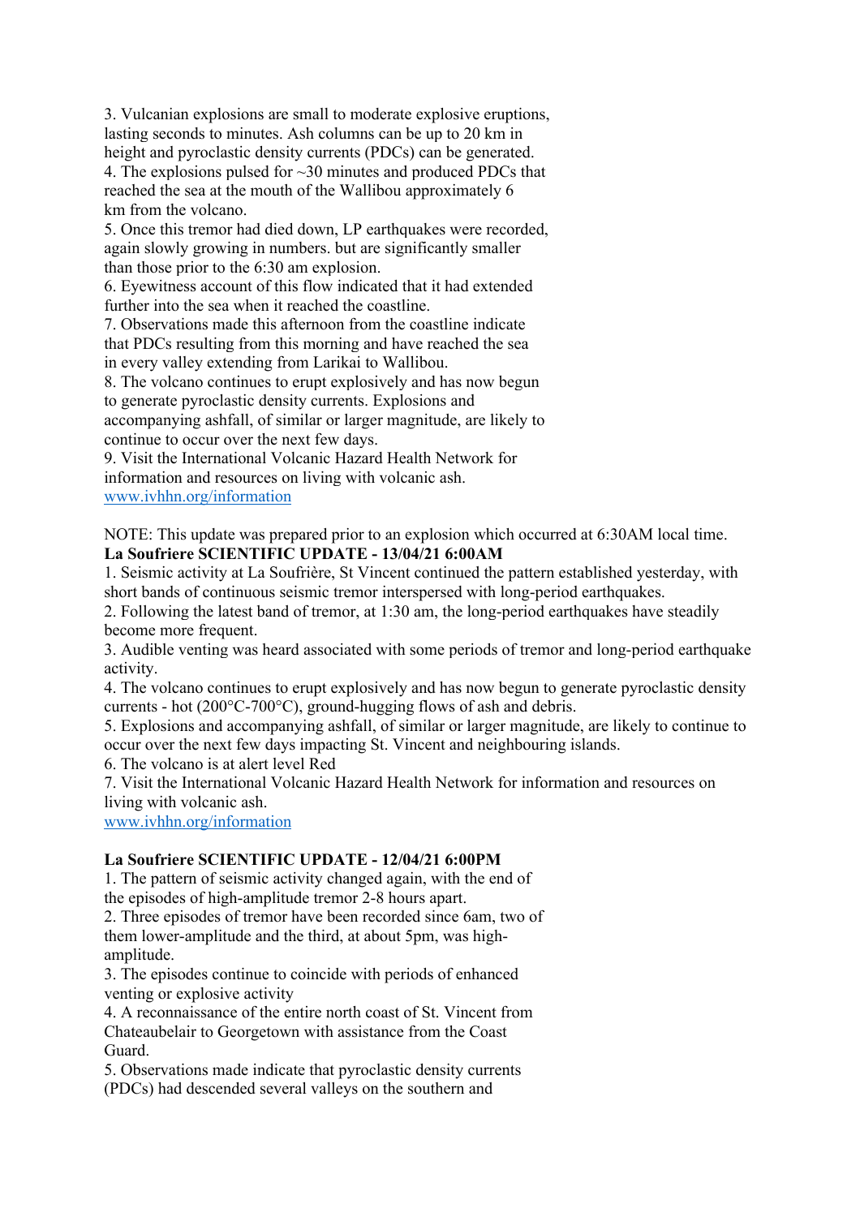3. Vulcanian explosions are small to moderate explosive eruptions, lasting seconds to minutes. Ash columns can be up to 20 km in height and pyroclastic density currents (PDCs) can be generated.
4. The explosions pulsed for ~30 minutes and produced PDCs that reached the sea at the mouth of the Wallibou approximately 6 km from the volcano.
5. Once this tremor had died down, LP earthquakes were recorded, again slowly growing in numbers. but are significantly smaller than those prior to the 6:30 am explosion.
6. Eyewitness account of this flow indicated that it had extended further into the sea when it reached the coastline.
7. Observations made this afternoon from the coastline indicate that PDCs resulting from this morning and have reached the sea in every valley extending from Larikai to Wallibou.
8. The volcano continues to erupt explosively and has now begun to generate pyroclastic density currents. Explosions and accompanying ashfall, of similar or larger magnitude, are likely to continue to occur over the next few days.
9. Visit the International Volcanic Hazard Health Network for information and resources on living with volcanic ash.
www.ivhhn.org/information

NOTE: This update was prepared prior to an explosion which occurred at 6:30AM local time.

**La Soufriere SCIENTIFIC UPDATE - 13/04/21 6:00AM**

1. Seismic activity at La Soufrière, St Vincent continued the pattern established yesterday, with short bands of continuous seismic tremor interspersed with long-period earthquakes.
2. Following the latest band of tremor, at 1:30 am, the long-period earthquakes have steadily become more frequent.
3. Audible venting was heard associated with some periods of tremor and long-period earthquake activity.
4. The volcano continues to erupt explosively and has now begun to generate pyroclastic density currents - hot (200°C-700°C), ground-hugging flows of ash and debris.
5. Explosions and accompanying ashfall, of similar or larger magnitude, are likely to continue to occur over the next few days impacting St. Vincent and neighbouring islands.
6. The volcano is at alert level Red
7. Visit the International Volcanic Hazard Health Network for information and resources on living with volcanic ash.
www.ivhhn.org/information

**La Soufriere SCIENTIFIC UPDATE - 12/04/21 6:00PM**

1. The pattern of seismic activity changed again, with the end of the episodes of high-amplitude tremor 2-8 hours apart.
2. Three episodes of tremor have been recorded since 6am, two of them lower-amplitude and the third, at about 5pm, was high-amplitude.
3. The episodes continue to coincide with periods of enhanced venting or explosive activity
4. A reconnaissance of the entire north coast of St. Vincent from Chateaubelair to Georgetown with assistance from the Coast Guard.
5. Observations made indicate that pyroclastic density currents (PDCs) had descended several valleys on the southern and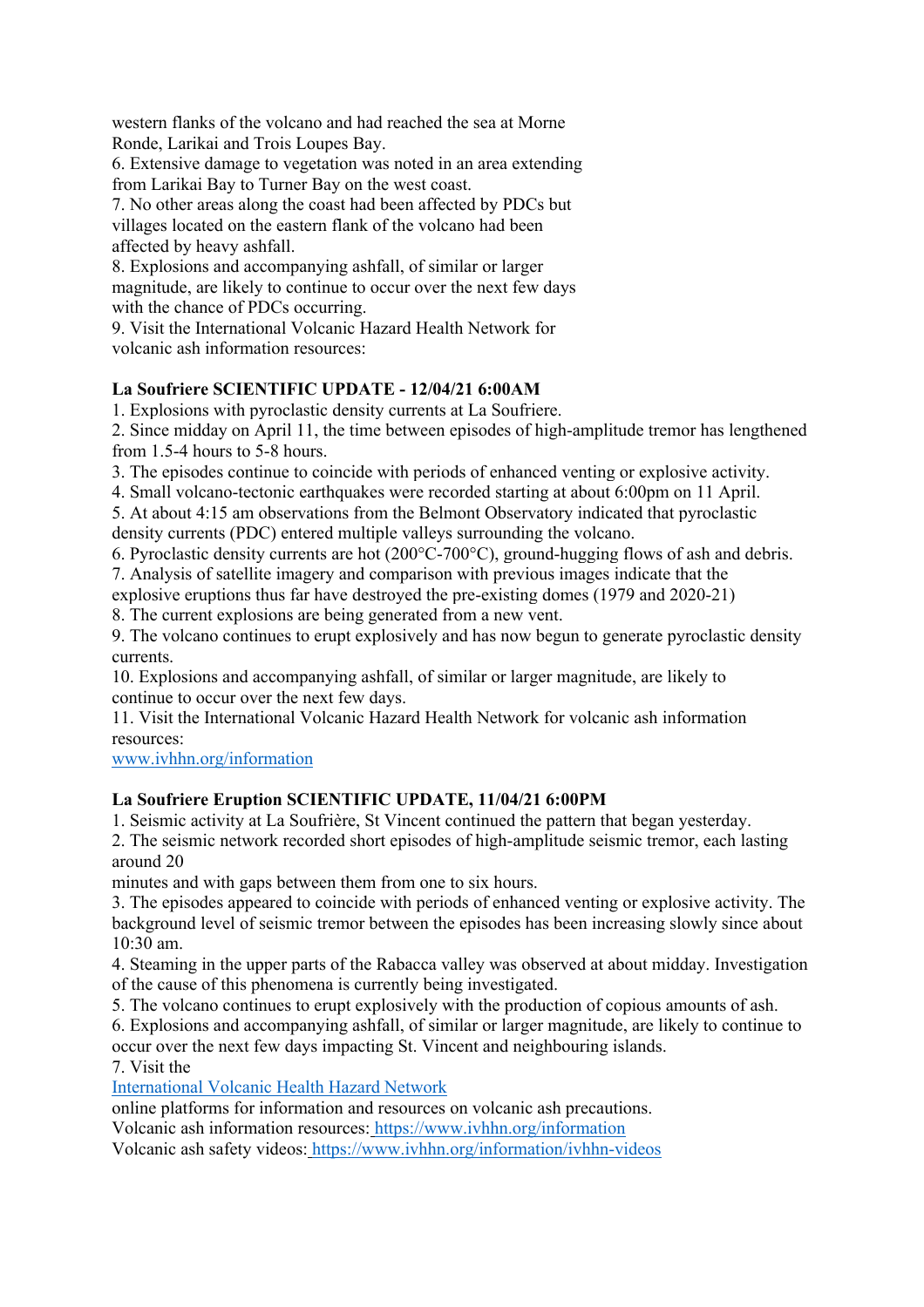western flanks of the volcano and had reached the sea at Morne Ronde, Larikai and Trois Loupes Bay.

6. Extensive damage to vegetation was noted in an area extending from Larikai Bay to Turner Bay on the west coast.
7. No other areas along the coast had been affected by PDCs but villages located on the eastern flank of the volcano had been affected by heavy ashfall.
8. Explosions and accompanying ashfall, of similar or larger magnitude, are likely to continue to occur over the next few days with the chance of PDCs occurring.
9. Visit the International Volcanic Hazard Health Network for volcanic ash information resources:

**La Soufriere SCIENTIFIC UPDATE - 12/04/21 6:00AM**

1. Explosions with pyroclastic density currents at La Soufriere.
2. Since midday on April 11, the time between episodes of high-amplitude tremor has lengthened from 1.5-4 hours to 5-8 hours.
3. The episodes continue to coincide with periods of enhanced venting or explosive activity.
4. Small volcano-tectonic earthquakes were recorded starting at about 6:00pm on 11 April.
5. At about 4:15 am observations from the Belmont Observatory indicated that pyroclastic density currents (PDC) entered multiple valleys surrounding the volcano.
6. Pyroclastic density currents are hot (200°C-700°C), ground-hugging flows of ash and debris.
7. Analysis of satellite imagery and comparison with previous images indicate that the explosive eruptions thus far have destroyed the pre-existing domes (1979 and 2020-21)
8. The current explosions are being generated from a new vent.
9. The volcano continues to erupt explosively and has now begun to generate pyroclastic density currents.
10. Explosions and accompanying ashfall, of similar or larger magnitude, are likely to continue to occur over the next few days.
11. Visit the International Volcanic Hazard Health Network for volcanic ash information resources:

[www.ivhhn.org/information](www.ivhhn.org/information)

**La Soufriere Eruption SCIENTIFIC UPDATE, 11/04/21 6:00PM**

1. Seismic activity at La Soufrière, St Vincent continued the pattern that began yesterday.
2. The seismic network recorded short episodes of high-amplitude seismic tremor, each lasting around 20 minutes and with gaps between them from one to six hours.
3. The episodes appeared to coincide with periods of enhanced venting or explosive activity. The background level of seismic tremor between the episodes has been increasing slowly since about 10:30 am.
4. Steaming in the upper parts of the Rabacca valley was observed at about midday. Investigation of the cause of this phenomena is currently being investigated.
5. The volcano continues to erupt explosively with the production of copious amounts of ash.
6. Explosions and accompanying ashfall, of similar or larger magnitude, are likely to continue to occur over the next few days impacting St. Vincent and neighbouring islands.
7. Visit the

[International Volcanic Health Hazard Network](International Volcanic Health Hazard Network)

online platforms for information and resources on volcanic ash precautions.
Volcanic ash information resources: [https://www.ivhhn.org/information](https://www.ivhhn.org/information)
Volcanic ash safety videos: [https://www.ivhhn.org/information/ivhhn-videos](https://www.ivhhn.org/information/ivhhn-videos)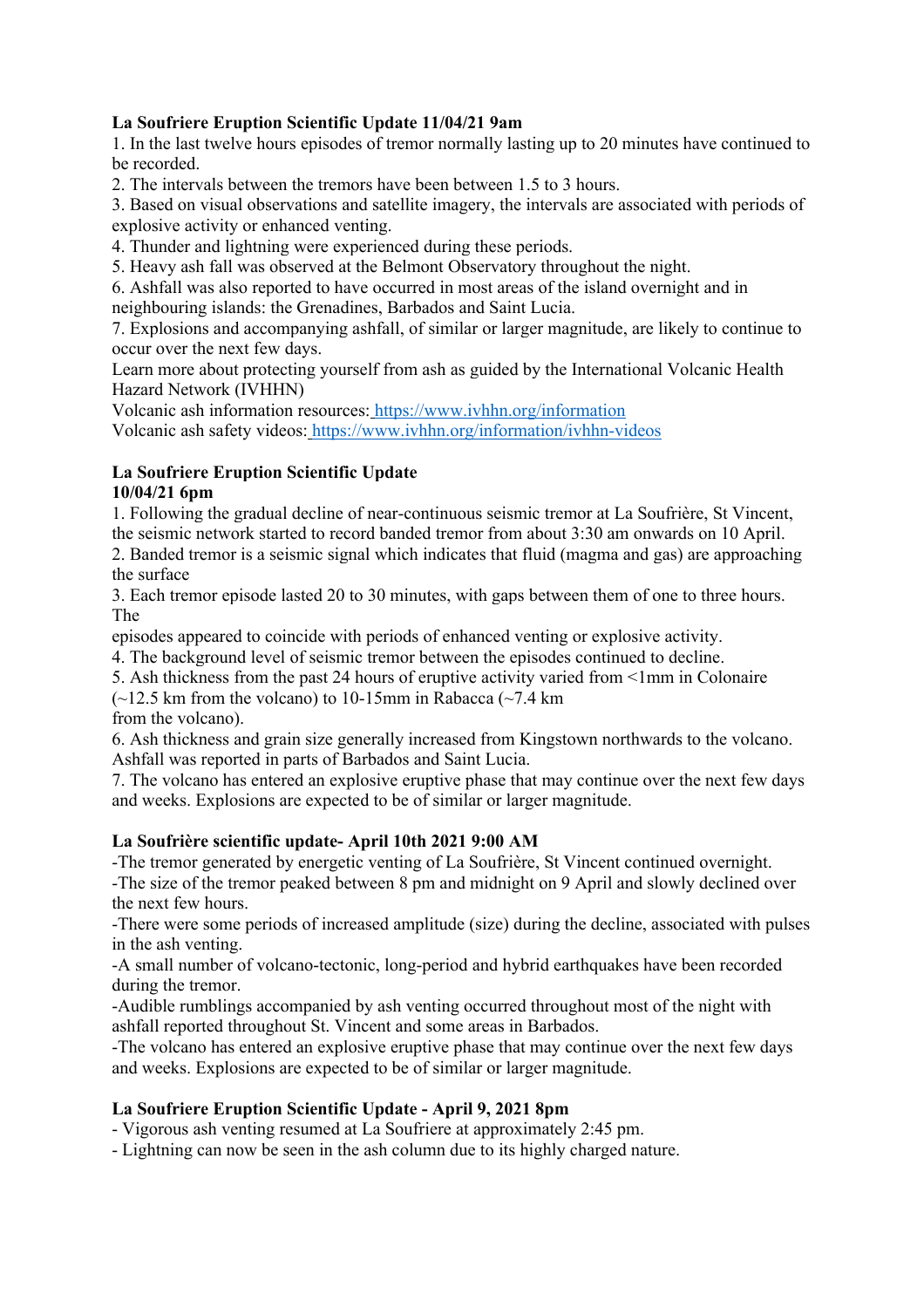**La Soufriere Eruption Scientific Update 11/04/21 9am**

1. In the last twelve hours episodes of tremor normally lasting up to 20 minutes have continued to be recorded.
2. The intervals between the tremors have been between 1.5 to 3 hours.
3. Based on visual observations and satellite imagery, the intervals are associated with periods of explosive activity or enhanced venting.
4. Thunder and lightning were experienced during these periods.
5. Heavy ash fall was observed at the Belmont Observatory throughout the night.
6. Ashfall was also reported to have occurred in most areas of the island overnight and in neighbouring islands: the Grenadines, Barbados and Saint Lucia.
7. Explosions and accompanying ashfall, of similar or larger magnitude, are likely to continue to occur over the next few days.

Learn more about protecting yourself from ash as guided by the International Volcanic Health Hazard Network (IVHHN)

Volcanic ash information resources: https://www.ivhhn.org/information

Volcanic ash safety videos: https://www.ivhhn.org/information/ivhhn-videos

**La Soufriere Eruption Scientific Update**
**10/04/21 6pm**

1. Following the gradual decline of near-continuous seismic tremor at La Soufrière, St Vincent, the seismic network started to record banded tremor from about 3:30 am onwards on 10 April.
2. Banded tremor is a seismic signal which indicates that fluid (magma and gas) are approaching the surface
3. Each tremor episode lasted 20 to 30 minutes, with gaps between them of one to three hours. The episodes appeared to coincide with periods of enhanced venting or explosive activity.
4. The background level of seismic tremor between the episodes continued to decline.
5. Ash thickness from the past 24 hours of eruptive activity varied from <1mm in Colonaire (~12.5 km from the volcano) to 10-15mm in Rabacca (~7.4 km from the volcano).
6. Ash thickness and grain size generally increased from Kingstown northwards to the volcano. Ashfall was reported in parts of Barbados and Saint Lucia.
7. The volcano has entered an explosive eruptive phase that may continue over the next few days and weeks. Explosions are expected to be of similar or larger magnitude.

**La Soufrière scientific update- April 10th 2021 9:00 AM**

-The tremor generated by energetic venting of La Soufrière, St Vincent continued overnight.
-The size of the tremor peaked between 8 pm and midnight on 9 April and slowly declined over the next few hours.
-There were some periods of increased amplitude (size) during the decline, associated with pulses in the ash venting.
-A small number of volcano-tectonic, long-period and hybrid earthquakes have been recorded during the tremor.
-Audible rumblings accompanied by ash venting occurred throughout most of the night with ashfall reported throughout St. Vincent and some areas in Barbados.
-The volcano has entered an explosive eruptive phase that may continue over the next few days and weeks. Explosions are expected to be of similar or larger magnitude.

**La Soufriere Eruption Scientific Update - April 9, 2021 8pm**

- Vigorous ash venting resumed at La Soufriere at approximately 2:45 pm.
- Lightning can now be seen in the ash column due to its highly charged nature.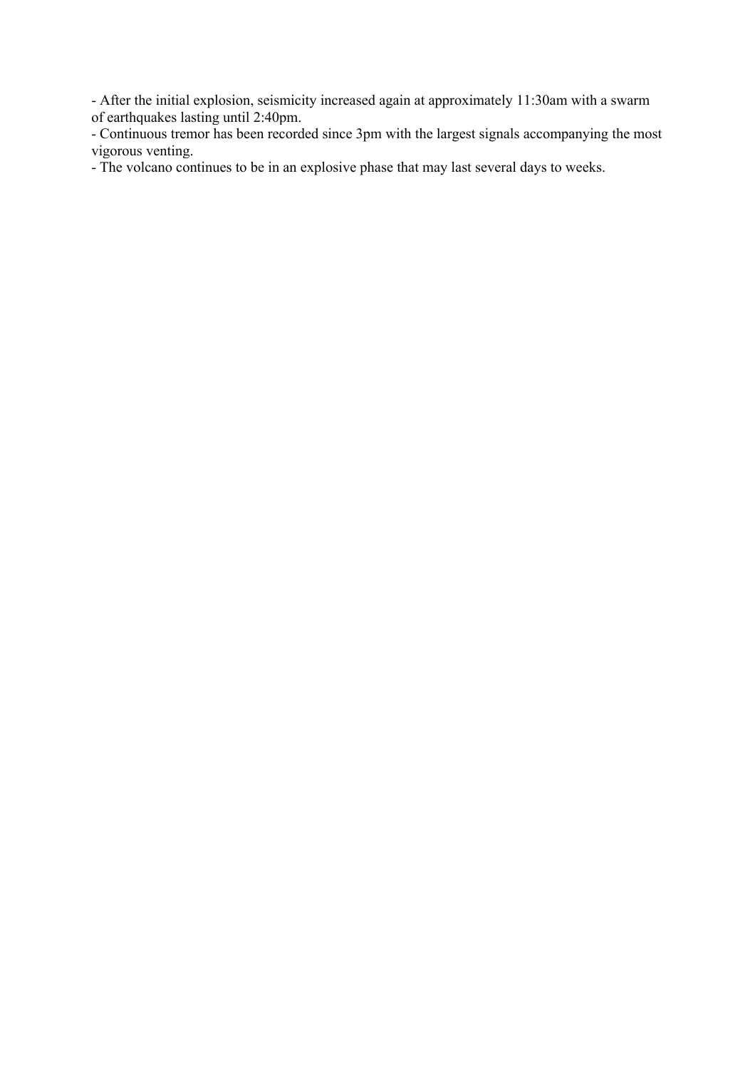- After the initial explosion, seismicity increased again at approximately 11:30am with a swarm of earthquakes lasting until 2:40pm.
- Continuous tremor has been recorded since 3pm with the largest signals accompanying the most vigorous venting.
- The volcano continues to be in an explosive phase that may last several days to weeks.